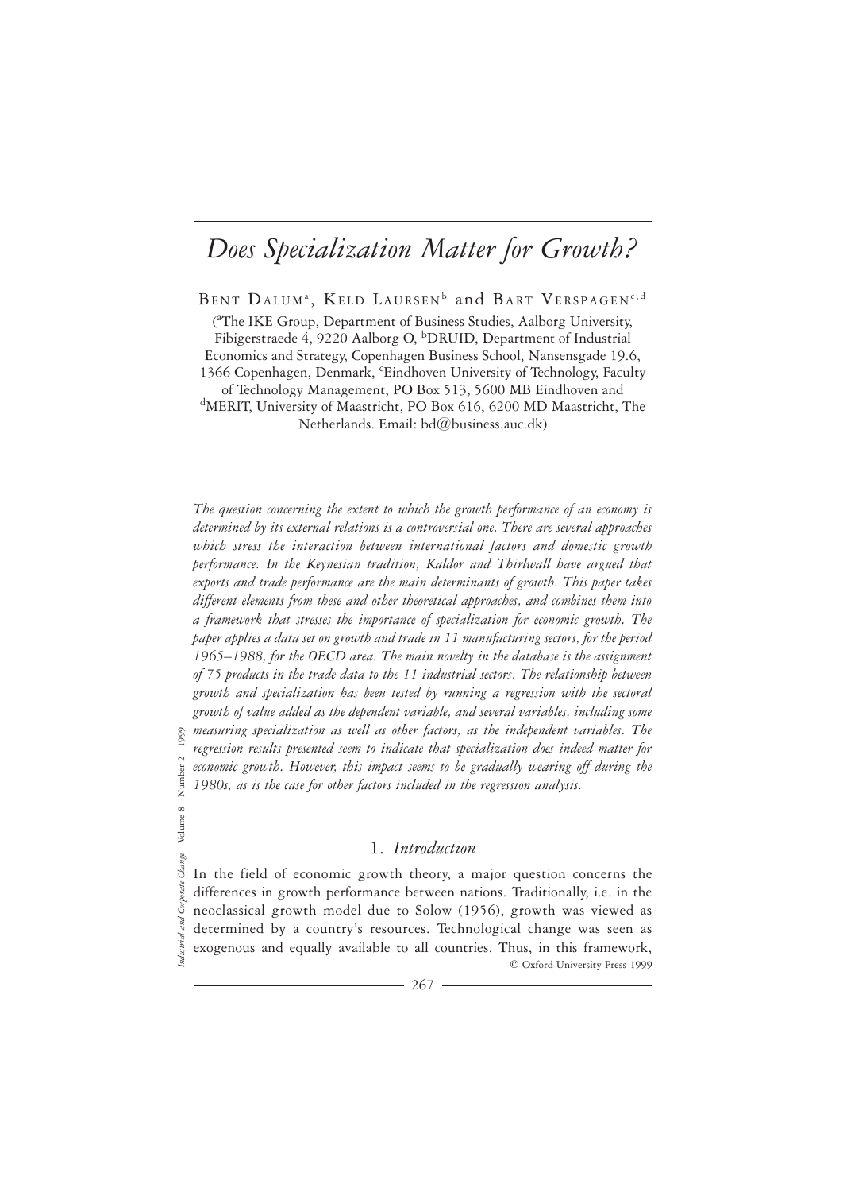# *Does Specialization Matter for Growth?*

BENT DALUM[a], KELD LAURSEN[b] and BART VERSPAGEN[c,d]

([a]The IKE Group, Department of Business Studies, Aalborg University, Fibigerstraede 4, 9220 Aalborg O, [b]DRUID, Department of Industrial Economics and Strategy, Copenhagen Business School, Nansensgade 19.6, 1366 Copenhagen, Denmark, [c]Eindhoven University of Technology, Faculty of Technology Management, PO Box 513, 5600 MB Eindhoven and [d]MERIT, University of Maastricht, PO Box 616, 6200 MD Maastricht, The Netherlands. Email: bd@business.auc.dk)

*The question concerning the extent to which the growth performance of an economy is determined by its external relations is a controversial one. There are several approaches which stress the interaction between international factors and domestic growth performance. In the Keynesian tradition, Kaldor and Thirlwall have argued that exports and trade performance are the main determinants of growth. This paper takes different elements from these and other theoretical approaches, and combines them into a framework that stresses the importance of specialization for economic growth. The paper applies a data set on growth and trade in 11 manufacturing sectors, for the period 1965–1988, for the OECD area. The main novelty in the database is the assignment of 75 products in the trade data to the 11 industrial sectors. The relationship between growth and specialization has been tested by running a regression with the sectoral growth of value added as the dependent variable, and several variables, including some measuring specialization as well as other factors, as the independent variables. The regression results presented seem to indicate that specialization does indeed matter for economic growth. However, this impact seems to be gradually wearing off during the 1980s, as is the case for other factors included in the regression analysis.*

## 1. *Introduction*

In the field of economic growth theory, a major question concerns the differences in growth performance between nations. Traditionally, i.e. in the neoclassical growth model due to Solow (1956), growth was viewed as determined by a country's resources. Technological change was seen as exogenous and equally available to all countries. Thus, in this framework,

© Oxford University Press 1999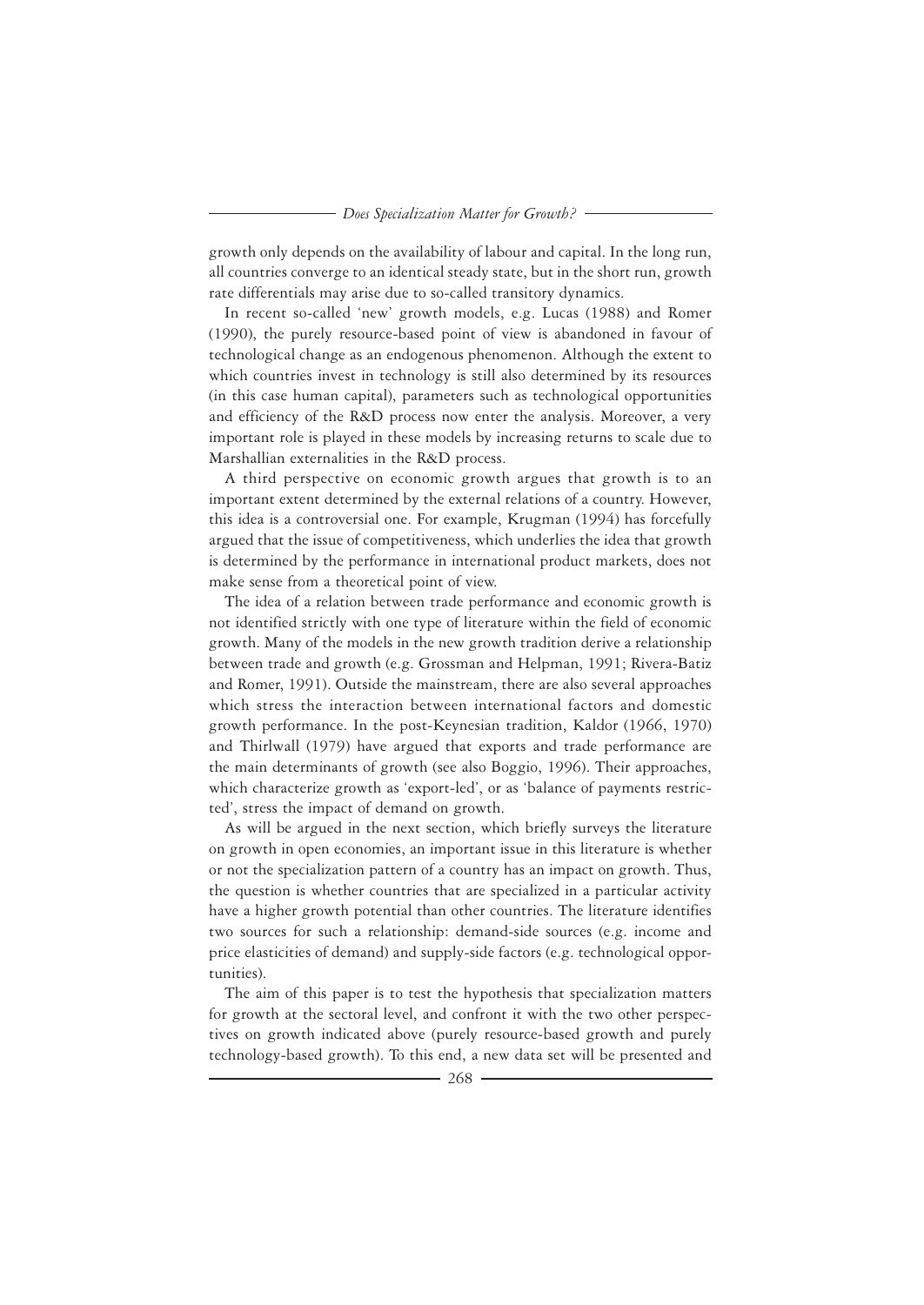growth only depends on the availability of labour and capital. In the long run, all countries converge to an identical steady state, but in the short run, growth rate differentials may arise due to so-called transitory dynamics.

In recent so-called 'new' growth models, e.g. Lucas (1988) and Romer (1990), the purely resource-based point of view is abandoned in favour of technological change as an endogenous phenomenon. Although the extent to which countries invest in technology is still also determined by its resources (in this case human capital), parameters such as technological opportunities and efficiency of the R&D process now enter the analysis. Moreover, a very important role is played in these models by increasing returns to scale due to Marshallian externalities in the R&D process.

A third perspective on economic growth argues that growth is to an important extent determined by the external relations of a country. However, this idea is a controversial one. For example, Krugman (1994) has forcefully argued that the issue of competitiveness, which underlies the idea that growth is determined by the performance in international product markets, does not make sense from a theoretical point of view.

The idea of a relation between trade performance and economic growth is not identified strictly with one type of literature within the field of economic growth. Many of the models in the new growth tradition derive a relationship between trade and growth (e.g. Grossman and Helpman, 1991; Rivera-Batiz and Romer, 1991). Outside the mainstream, there are also several approaches which stress the interaction between international factors and domestic growth performance. In the post-Keynesian tradition, Kaldor (1966, 1970) and Thirlwall (1979) have argued that exports and trade performance are the main determinants of growth (see also Boggio, 1996). Their approaches, which characterize growth as 'export-led', or as 'balance of payments restricted', stress the impact of demand on growth.

As will be argued in the next section, which briefly surveys the literature on growth in open economies, an important issue in this literature is whether or not the specialization pattern of a country has an impact on growth. Thus, the question is whether countries that are specialized in a particular activity have a higher growth potential than other countries. The literature identifies two sources for such a relationship: demand-side sources (e.g. income and price elasticities of demand) and supply-side factors (e.g. technological opportunities).

The aim of this paper is to test the hypothesis that specialization matters for growth at the sectoral level, and confront it with the two other perspectives on growth indicated above (purely resource-based growth and purely technology-based growth). To this end, a new data set will be presented and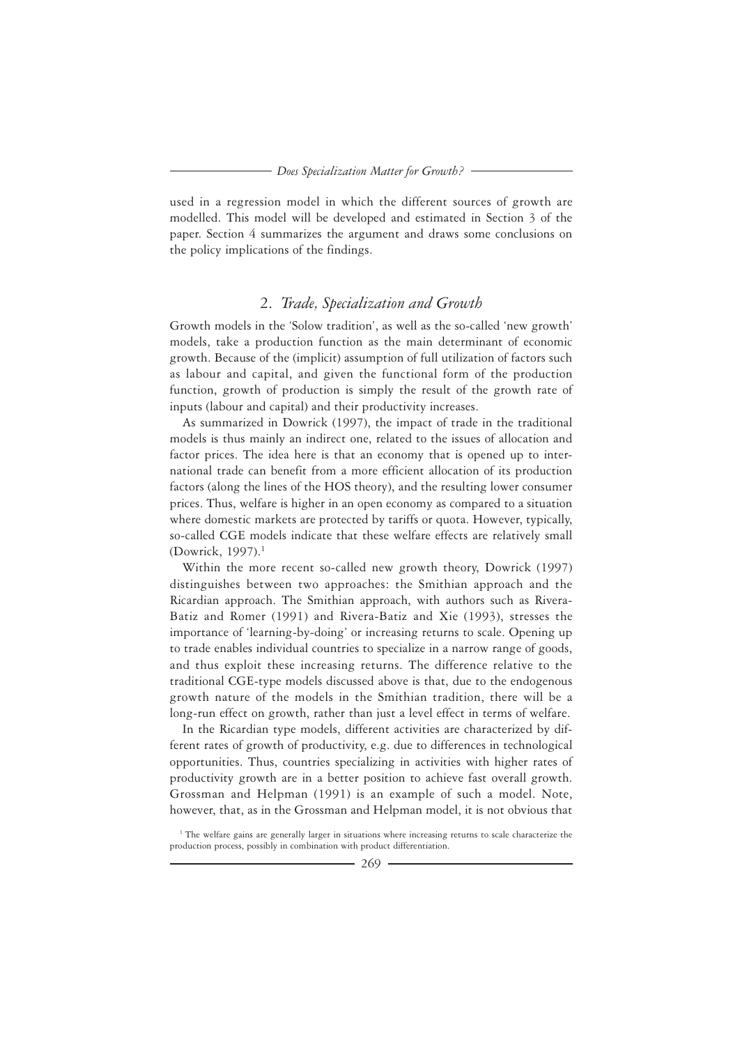used in a regression model in which the different sources of growth are modelled. This model will be developed and estimated in Section 3 of the paper. Section 4 summarizes the argument and draws some conclusions on the policy implications of the findings.

## 2. *Trade, Specialization and Growth*

Growth models in the 'Solow tradition', as well as the so-called 'new growth' models, take a production function as the main determinant of economic growth. Because of the (implicit) assumption of full utilization of factors such as labour and capital, and given the functional form of the production function, growth of production is simply the result of the growth rate of inputs (labour and capital) and their productivity increases.

As summarized in Dowrick (1997), the impact of trade in the traditional models is thus mainly an indirect one, related to the issues of allocation and factor prices. The idea here is that an economy that is opened up to international trade can benefit from a more efficient allocation of its production factors (along the lines of the HOS theory), and the resulting lower consumer prices. Thus, welfare is higher in an open economy as compared to a situation where domestic markets are protected by tariffs or quota. However, typically, so-called CGE models indicate that these welfare effects are relatively small (Dowrick, 1997).[1]

Within the more recent so-called new growth theory, Dowrick (1997) distinguishes between two approaches: the Smithian approach and the Ricardian approach. The Smithian approach, with authors such as Rivera-Batiz and Romer (1991) and Rivera-Batiz and Xie (1993), stresses the importance of 'learning-by-doing' or increasing returns to scale. Opening up to trade enables individual countries to specialize in a narrow range of goods, and thus exploit these increasing returns. The difference relative to the traditional CGE-type models discussed above is that, due to the endogenous growth nature of the models in the Smithian tradition, there will be a long-run effect on growth, rather than just a level effect in terms of welfare.

In the Ricardian type models, different activities are characterized by different rates of growth of productivity, e.g. due to differences in technological opportunities. Thus, countries specializing in activities with higher rates of productivity growth are in a better position to achieve fast overall growth. Grossman and Helpman (1991) is an example of such a model. Note, however, that, as in the Grossman and Helpman model, it is not obvious that

[1] The welfare gains are generally larger in situations where increasing returns to scale characterize the production process, possibly in combination with product differentiation.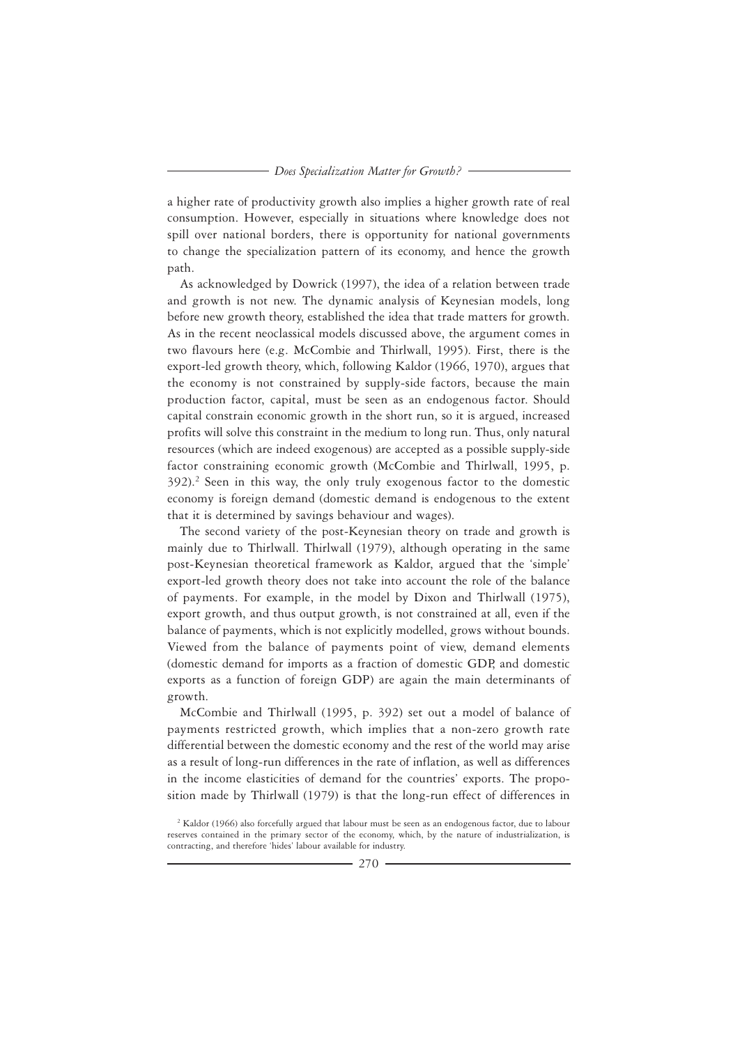a higher rate of productivity growth also implies a higher growth rate of real consumption. However, especially in situations where knowledge does not spill over national borders, there is opportunity for national governments to change the specialization pattern of its economy, and hence the growth path.

As acknowledged by Dowrick (1997), the idea of a relation between trade and growth is not new. The dynamic analysis of Keynesian models, long before new growth theory, established the idea that trade matters for growth. As in the recent neoclassical models discussed above, the argument comes in two flavours here (e.g. McCombie and Thirlwall, 1995). First, there is the export-led growth theory, which, following Kaldor (1966, 1970), argues that the economy is not constrained by supply-side factors, because the main production factor, capital, must be seen as an endogenous factor. Should capital constrain economic growth in the short run, so it is argued, increased profits will solve this constraint in the medium to long run. Thus, only natural resources (which are indeed exogenous) are accepted as a possible supply-side factor constraining economic growth (McCombie and Thirlwall, 1995, p. 392).[2] Seen in this way, the only truly exogenous factor to the domestic economy is foreign demand (domestic demand is endogenous to the extent that it is determined by savings behaviour and wages).

The second variety of the post-Keynesian theory on trade and growth is mainly due to Thirlwall. Thirlwall (1979), although operating in the same post-Keynesian theoretical framework as Kaldor, argued that the 'simple' export-led growth theory does not take into account the role of the balance of payments. For example, in the model by Dixon and Thirlwall (1975), export growth, and thus output growth, is not constrained at all, even if the balance of payments, which is not explicitly modelled, grows without bounds. Viewed from the balance of payments point of view, demand elements (domestic demand for imports as a fraction of domestic GDP, and domestic exports as a function of foreign GDP) are again the main determinants of growth.

McCombie and Thirlwall (1995, p. 392) set out a model of balance of payments restricted growth, which implies that a non-zero growth rate differential between the domestic economy and the rest of the world may arise as a result of long-run differences in the rate of inflation, as well as differences in the income elasticities of demand for the countries' exports. The proposition made by Thirlwall (1979) is that the long-run effect of differences in

[2] Kaldor (1966) also forcefully argued that labour must be seen as an endogenous factor, due to labour reserves contained in the primary sector of the economy, which, by the nature of industrialization, is contracting, and therefore 'hides' labour available for industry.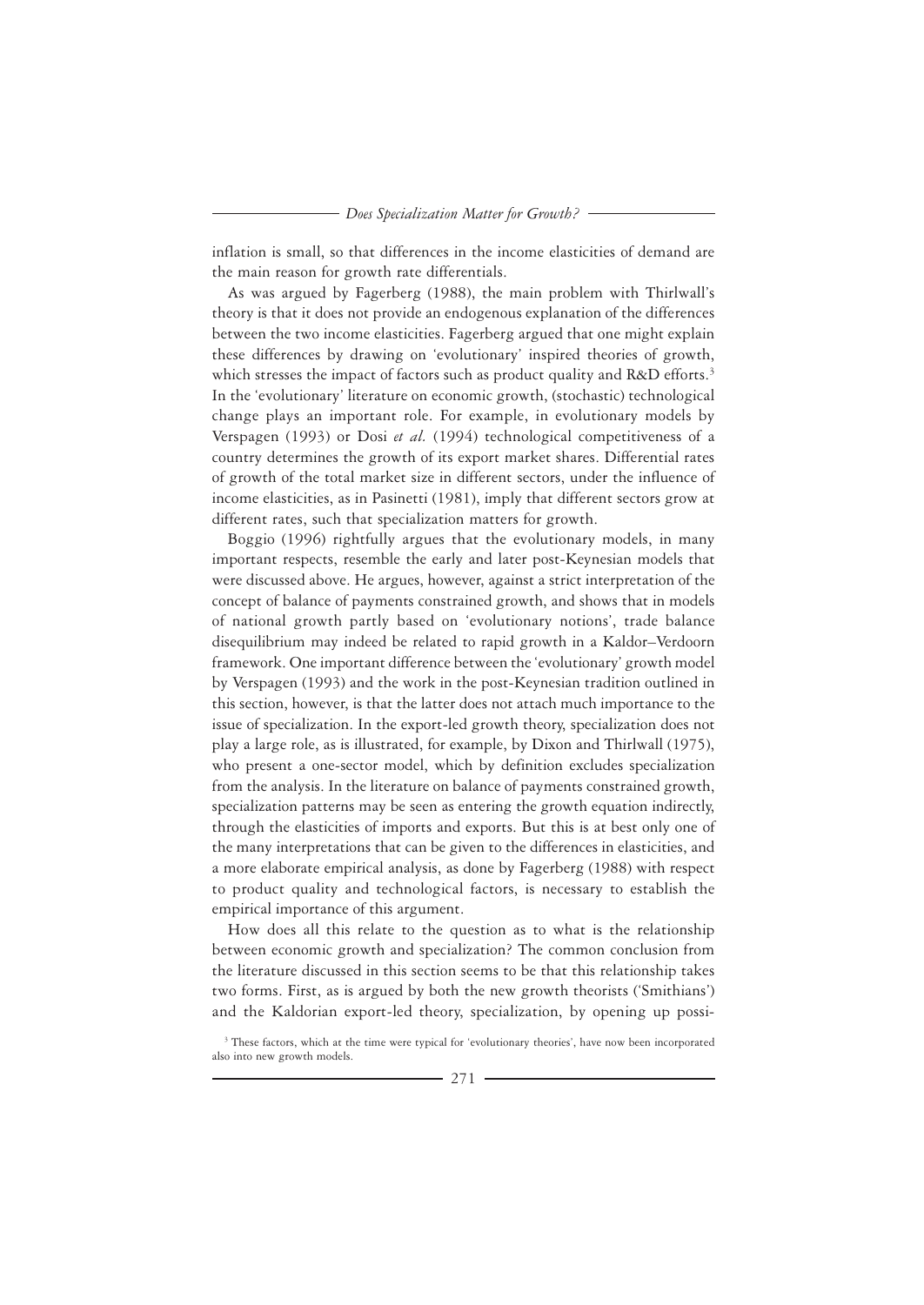inflation is small, so that differences in the income elasticities of demand are the main reason for growth rate differentials.

As was argued by Fagerberg (1988), the main problem with Thirlwall's theory is that it does not provide an endogenous explanation of the differences between the two income elasticities. Fagerberg argued that one might explain these differences by drawing on 'evolutionary' inspired theories of growth, which stresses the impact of factors such as product quality and R&D efforts.[3] In the 'evolutionary' literature on economic growth, (stochastic) technological change plays an important role. For example, in evolutionary models by Verspagen (1993) or Dosi *et al.* (1994) technological competitiveness of a country determines the growth of its export market shares. Differential rates of growth of the total market size in different sectors, under the influence of income elasticities, as in Pasinetti (1981), imply that different sectors grow at different rates, such that specialization matters for growth.

Boggio (1996) rightfully argues that the evolutionary models, in many important respects, resemble the early and later post-Keynesian models that were discussed above. He argues, however, against a strict interpretation of the concept of balance of payments constrained growth, and shows that in models of national growth partly based on 'evolutionary notions', trade balance disequilibrium may indeed be related to rapid growth in a Kaldor–Verdoorn framework. One important difference between the 'evolutionary' growth model by Verspagen (1993) and the work in the post-Keynesian tradition outlined in this section, however, is that the latter does not attach much importance to the issue of specialization. In the export-led growth theory, specialization does not play a large role, as is illustrated, for example, by Dixon and Thirlwall (1975), who present a one-sector model, which by definition excludes specialization from the analysis. In the literature on balance of payments constrained growth, specialization patterns may be seen as entering the growth equation indirectly, through the elasticities of imports and exports. But this is at best only one of the many interpretations that can be given to the differences in elasticities, and a more elaborate empirical analysis, as done by Fagerberg (1988) with respect to product quality and technological factors, is necessary to establish the empirical importance of this argument.

How does all this relate to the question as to what is the relationship between economic growth and specialization? The common conclusion from the literature discussed in this section seems to be that this relationship takes two forms. First, as is argued by both the new growth theorists ('Smithians') and the Kaldorian export-led theory, specialization, by opening up possi-

[3] These factors, which at the time were typical for 'evolutionary theories', have now been incorporated also into new growth models.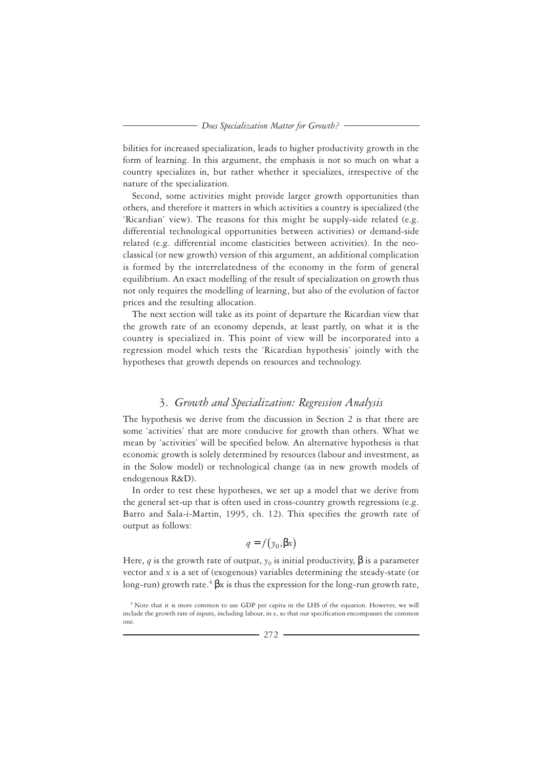bilities for increased specialization, leads to higher productivity growth in the form of learning. In this argument, the emphasis is not so much on what a country specializes in, but rather whether it specializes, irrespective of the nature of the specialization.

Second, some activities might provide larger growth opportunities than others, and therefore it matters in which activities a country is specialized (the 'Ricardian' view). The reasons for this might be supply-side related (e.g. differential technological opportunities between activities) or demand-side related (e.g. differential income elasticities between activities). In the neoclassical (or new growth) version of this argument, an additional complication is formed by the interrelatedness of the economy in the form of general equilibrium. An exact modelling of the result of specialization on growth thus not only requires the modelling of learning, but also of the evolution of factor prices and the resulting allocation.

The next section will take as its point of departure the Ricardian view that the growth rate of an economy depends, at least partly, on what it is the country is specialized in. This point of view will be incorporated into a regression model which tests the 'Ricardian hypothesis' jointly with the hypotheses that growth depends on resources and technology.

## 3. *Growth and Specialization: Regression Analysis*

The hypothesis we derive from the discussion in Section 2 is that there are some 'activities' that are more conducive for growth than others. What we mean by 'activities' will be specified below. An alternative hypothesis is that economic growth is solely determined by resources (labour and investment, as in the Solow model) or technological change (as in new growth models of endogenous R&D).

In order to test these hypotheses, we set up a model that we derive from the general set-up that is often used in cross-country growth regressions (e.g. Barro and Sala-i-Martin, 1995, ch. 12). This specifies the growth rate of output as follows:

$$q = f\left(y_0, \beta x\right)$$

Here, $q$ is the growth rate of output, $y_0$ is initial productivity, $\beta$ is a parameter vector and $x$ is a set of (exogenous) variables determining the steady-state (or long-run) growth rate.[4] $\beta x$ is thus the expression for the long-run growth rate,

[4] Note that it is more common to use GDP per capita in the LHS of the equation. However, we will include the growth rate of inputs, including labour, in $x$, so that our specification encompasses the common one.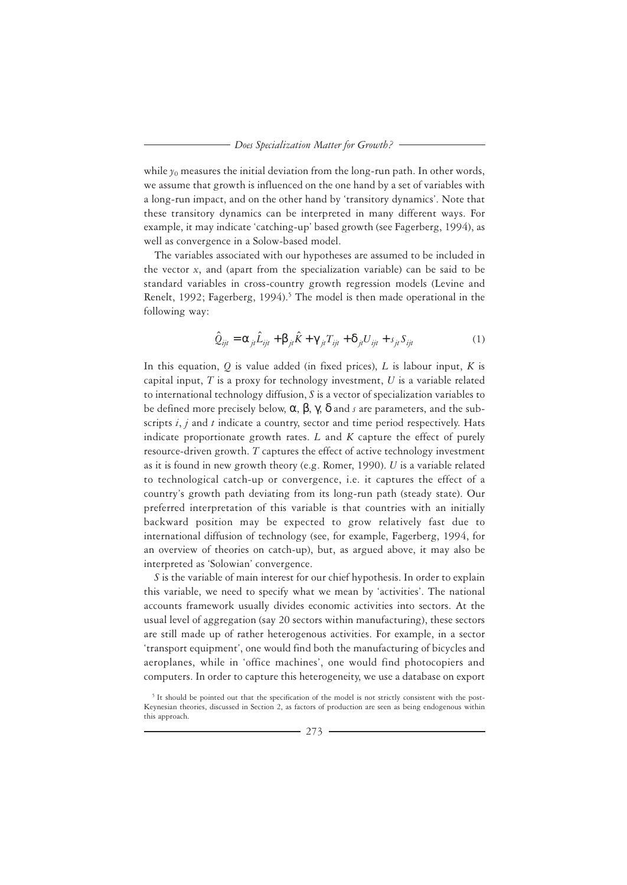while $y_0$ measures the initial deviation from the long-run path. In other words, we assume that growth is influenced on the one hand by a set of variables with a long-run impact, and on the other hand by 'transitory dynamics'. Note that these transitory dynamics can be interpreted in many different ways. For example, it may indicate 'catching-up' based growth (see Fagerberg, 1994), as well as convergence in a Solow-based model.

The variables associated with our hypotheses are assumed to be included in the vector $x$, and (apart from the specialization variable) can be said to be standard variables in cross-country growth regression models (Levine and Renelt, 1992; Fagerberg, 1994).[5] The model is then made operational in the following way:

$$\hat{Q}_{ijt} = \alpha_{jt}\hat{L}_{ijt} + \beta_{jt}\hat{K} + \gamma_{jt}T_{ijt} + \delta_{jt}U_{ijt} + s_{jt}S_{ijt} \tag{1}$$

In this equation, $Q$ is value added (in fixed prices), $L$ is labour input, $K$ is capital input, $T$ is a proxy for technology investment, $U$ is a variable related to international technology diffusion, $S$ is a vector of specialization variables to be defined more precisely below, $\alpha$, $\beta$, $\gamma$, $\delta$ and $s$ are parameters, and the subscripts $i$, $j$ and $t$ indicate a country, sector and time period respectively. Hats indicate proportionate growth rates. $L$ and $K$ capture the effect of purely resource-driven growth. $T$ captures the effect of active technology investment as it is found in new growth theory (e.g. Romer, 1990). $U$ is a variable related to technological catch-up or convergence, i.e. it captures the effect of a country's growth path deviating from its long-run path (steady state). Our preferred interpretation of this variable is that countries with an initially backward position may be expected to grow relatively fast due to international diffusion of technology (see, for example, Fagerberg, 1994, for an overview of theories on catch-up), but, as argued above, it may also be interpreted as 'Solowian' convergence.

$S$ is the variable of main interest for our chief hypothesis. In order to explain this variable, we need to specify what we mean by 'activities'. The national accounts framework usually divides economic activities into sectors. At the usual level of aggregation (say 20 sectors within manufacturing), these sectors are still made up of rather heterogenous activities. For example, in a sector 'transport equipment', one would find both the manufacturing of bicycles and aeroplanes, while in 'office machines', one would find photocopiers and computers. In order to capture this heterogeneity, we use a database on export

[5] It should be pointed out that the specification of the model is not strictly consistent with the post-Keynesian theories, discussed in Section 2, as factors of production are seen as being endogenous within this approach.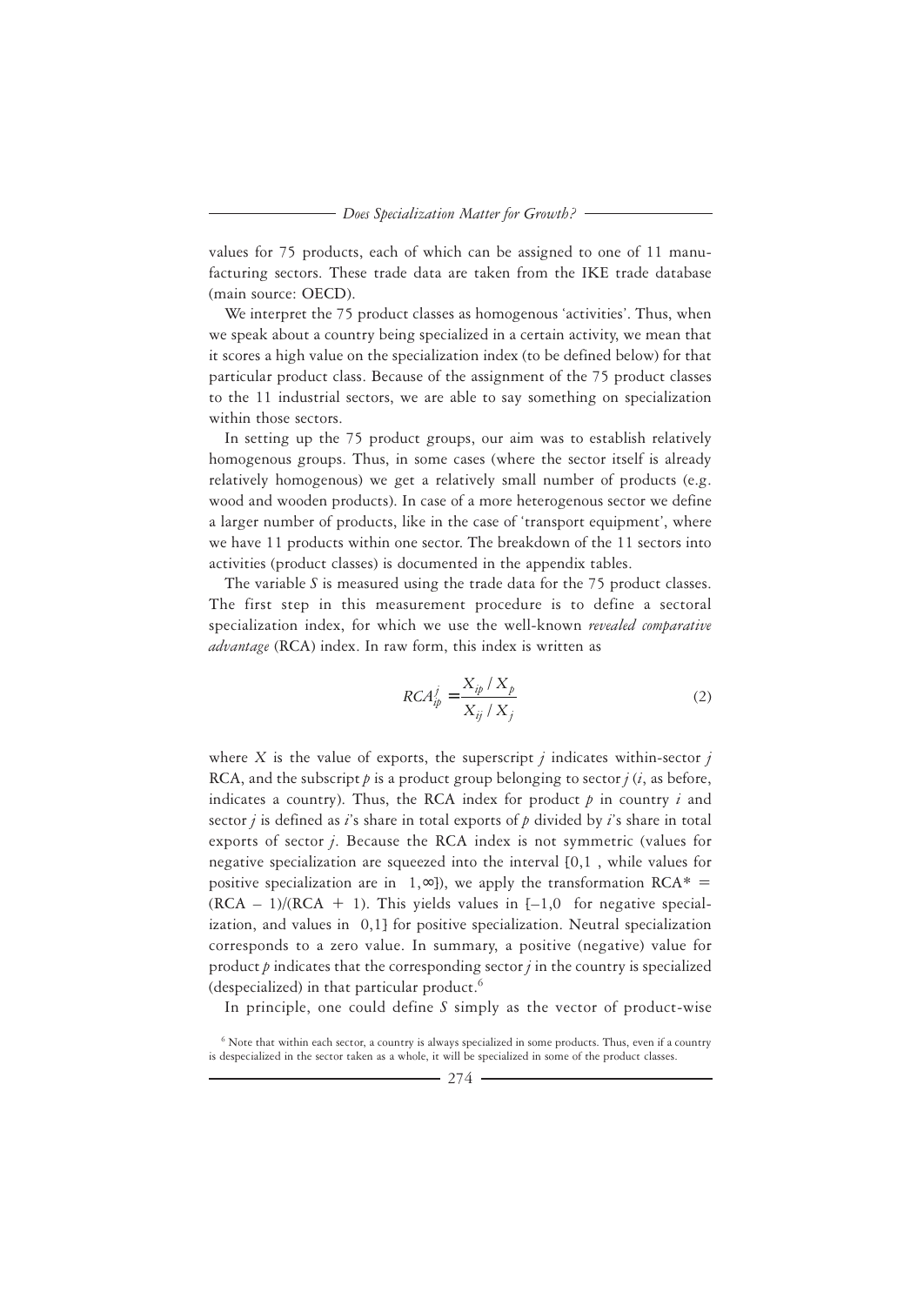values for 75 products, each of which can be assigned to one of 11 manufacturing sectors. These trade data are taken from the IKE trade database (main source: OECD).

We interpret the 75 product classes as homogenous 'activities'. Thus, when we speak about a country being specialized in a certain activity, we mean that it scores a high value on the specialization index (to be defined below) for that particular product class. Because of the assignment of the 75 product classes to the 11 industrial sectors, we are able to say something on specialization within those sectors.

In setting up the 75 product groups, our aim was to establish relatively homogenous groups. Thus, in some cases (where the sector itself is already relatively homogenous) we get a relatively small number of products (e.g. wood and wooden products). In case of a more heterogenous sector we define a larger number of products, like in the case of 'transport equipment', where we have 11 products within one sector. The breakdown of the 11 sectors into activities (product classes) is documented in the appendix tables.

The variable $S$ is measured using the trade data for the 75 product classes. The first step in this measurement procedure is to define a sectoral specialization index, for which we use the well-known *revealed comparative advantage* (RCA) index. In raw form, this index is written as

$$RCA_{ip}^{j} = \frac{X_{ip} / X_{p}}{X_{ij} / X_{j}} \tag{2}$$

where $X$ is the value of exports, the superscript $j$ indicates within-sector $j$ RCA, and the subscript $p$ is a product group belonging to sector $j$ ($i$, as before, indicates a country). Thus, the RCA index for product $p$ in country $i$ and sector $j$ is defined as $i$'s share in total exports of $p$ divided by $i$'s share in total exports of sector $j$. Because the RCA index is not symmetric (values for negative specialization are squeezed into the interval [0,1 , while values for positive specialization are in 1,∞]), we apply the transformation RCA* = (RCA − 1)/(RCA + 1). This yields values in [−1,0 for negative specialization, and values in 0,1] for positive specialization. Neutral specialization corresponds to a zero value. In summary, a positive (negative) value for product $p$ indicates that the corresponding sector $j$ in the country is specialized (despecialized) in that particular product.[6]

In principle, one could define $S$ simply as the vector of product-wise

[6] Note that within each sector, a country is always specialized in some products. Thus, even if a country is despecialized in the sector taken as a whole, it will be specialized in some of the product classes.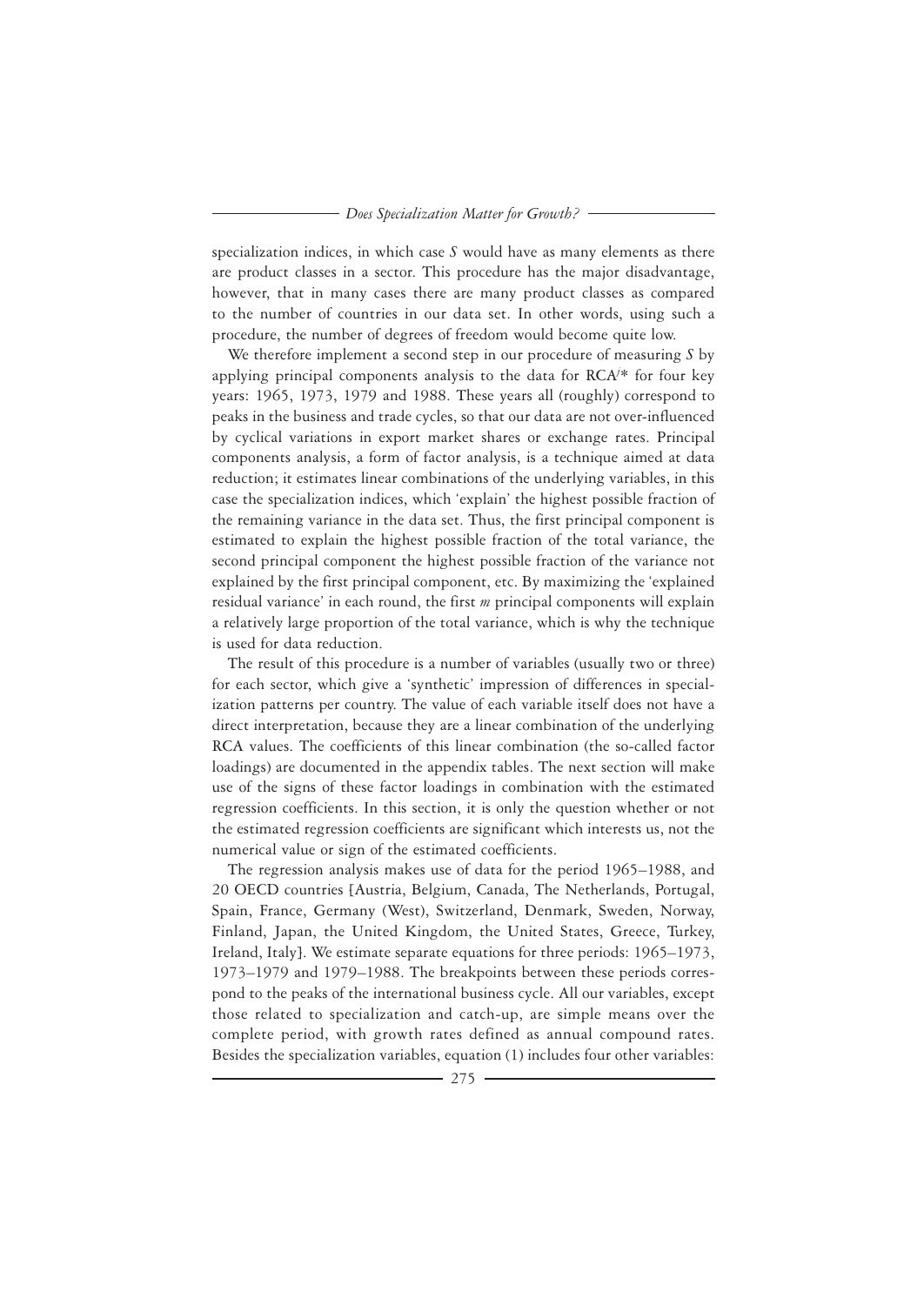specialization indices, in which case *S* would have as many elements as there are product classes in a sector. This procedure has the major disadvantage, however, that in many cases there are many product classes as compared to the number of countries in our data set. In other words, using such a procedure, the number of degrees of freedom would become quite low.

We therefore implement a second step in our procedure of measuring *S* by applying principal components analysis to the data for RCA$'$* for four key years: 1965, 1973, 1979 and 1988. These years all (roughly) correspond to peaks in the business and trade cycles, so that our data are not over-influenced by cyclical variations in export market shares or exchange rates. Principal components analysis, a form of factor analysis, is a technique aimed at data reduction; it estimates linear combinations of the underlying variables, in this case the specialization indices, which 'explain' the highest possible fraction of the remaining variance in the data set. Thus, the first principal component is estimated to explain the highest possible fraction of the total variance, the second principal component the highest possible fraction of the variance not explained by the first principal component, etc. By maximizing the 'explained residual variance' in each round, the first $m$ principal components will explain a relatively large proportion of the total variance, which is why the technique is used for data reduction.

The result of this procedure is a number of variables (usually two or three) for each sector, which give a 'synthetic' impression of differences in specialization patterns per country. The value of each variable itself does not have a direct interpretation, because they are a linear combination of the underlying RCA values. The coefficients of this linear combination (the so-called factor loadings) are documented in the appendix tables. The next section will make use of the signs of these factor loadings in combination with the estimated regression coefficients. In this section, it is only the question whether or not the estimated regression coefficients are significant which interests us, not the numerical value or sign of the estimated coefficients.

The regression analysis makes use of data for the period 1965–1988, and 20 OECD countries [Austria, Belgium, Canada, The Netherlands, Portugal, Spain, France, Germany (West), Switzerland, Denmark, Sweden, Norway, Finland, Japan, the United Kingdom, the United States, Greece, Turkey, Ireland, Italy]. We estimate separate equations for three periods: 1965–1973, 1973–1979 and 1979–1988. The breakpoints between these periods correspond to the peaks of the international business cycle. All our variables, except those related to specialization and catch-up, are simple means over the complete period, with growth rates defined as annual compound rates. Besides the specialization variables, equation (1) includes four other variables: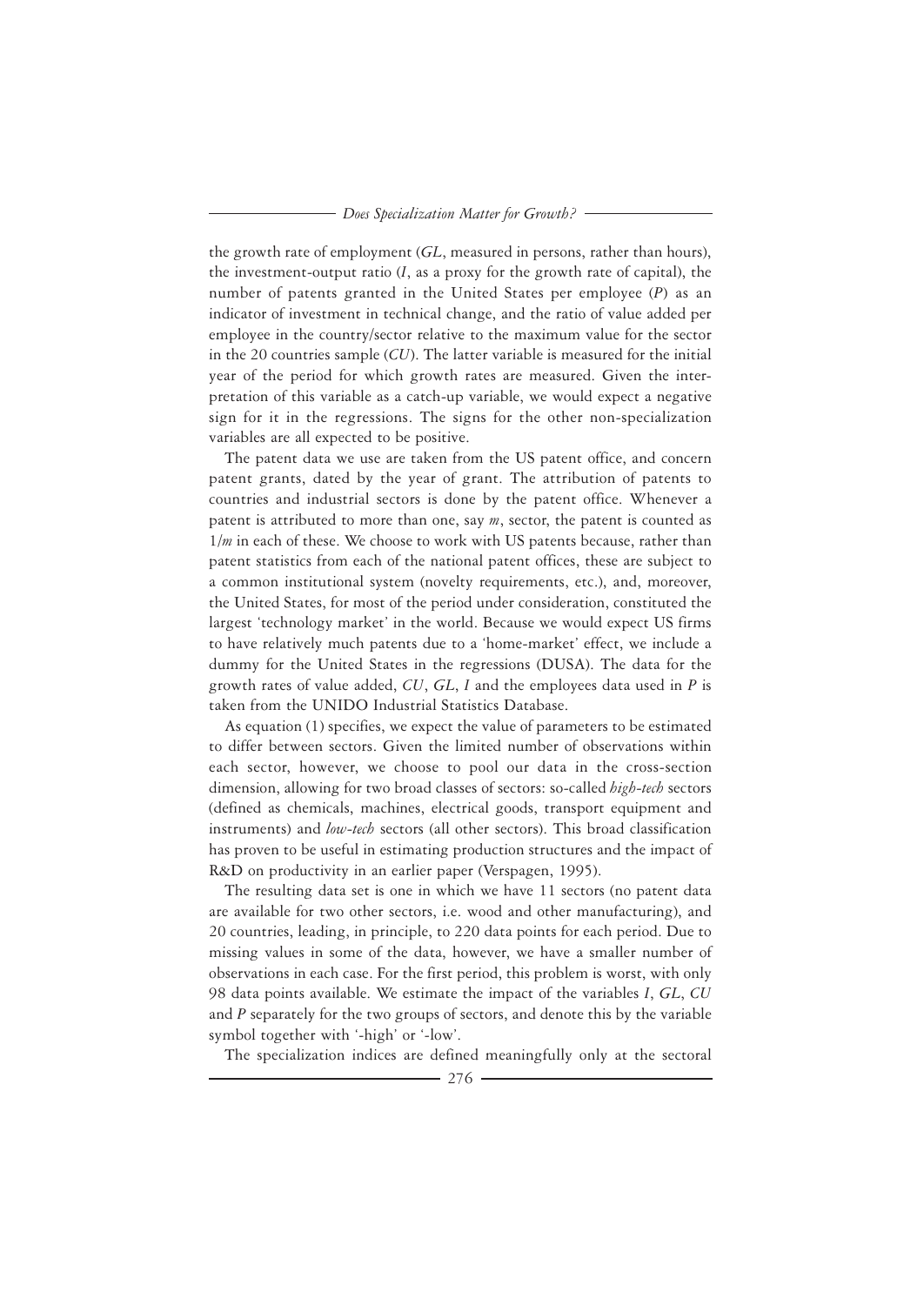the growth rate of employment (*GL*, measured in persons, rather than hours), the investment-output ratio (*I*, as a proxy for the growth rate of capital), the number of patents granted in the United States per employee (*P*) as an indicator of investment in technical change, and the ratio of value added per employee in the country/sector relative to the maximum value for the sector in the 20 countries sample (*CU*). The latter variable is measured for the initial year of the period for which growth rates are measured. Given the interpretation of this variable as a catch-up variable, we would expect a negative sign for it in the regressions. The signs for the other non-specialization variables are all expected to be positive.

The patent data we use are taken from the US patent office, and concern patent grants, dated by the year of grant. The attribution of patents to countries and industrial sectors is done by the patent office. Whenever a patent is attributed to more than one, say *m*, sector, the patent is counted as $1/m$ in each of these. We choose to work with US patents because, rather than patent statistics from each of the national patent offices, these are subject to a common institutional system (novelty requirements, etc.), and, moreover, the United States, for most of the period under consideration, constituted the largest 'technology market' in the world. Because we would expect US firms to have relatively much patents due to a 'home-market' effect, we include a dummy for the United States in the regressions (DUSA). The data for the growth rates of value added, *CU*, *GL*, *I* and the employees data used in *P* is taken from the UNIDO Industrial Statistics Database.

As equation (1) specifies, we expect the value of parameters to be estimated to differ between sectors. Given the limited number of observations within each sector, however, we choose to pool our data in the cross-section dimension, allowing for two broad classes of sectors: so-called *high-tech* sectors (defined as chemicals, machines, electrical goods, transport equipment and instruments) and *low-tech* sectors (all other sectors). This broad classification has proven to be useful in estimating production structures and the impact of R&D on productivity in an earlier paper (Verspagen, 1995).

The resulting data set is one in which we have 11 sectors (no patent data are available for two other sectors, i.e. wood and other manufacturing), and 20 countries, leading, in principle, to 220 data points for each period. Due to missing values in some of the data, however, we have a smaller number of observations in each case. For the first period, this problem is worst, with only 98 data points available. We estimate the impact of the variables *I*, *GL*, *CU* and *P* separately for the two groups of sectors, and denote this by the variable symbol together with '-high' or '-low'.

The specialization indices are defined meaningfully only at the sectoral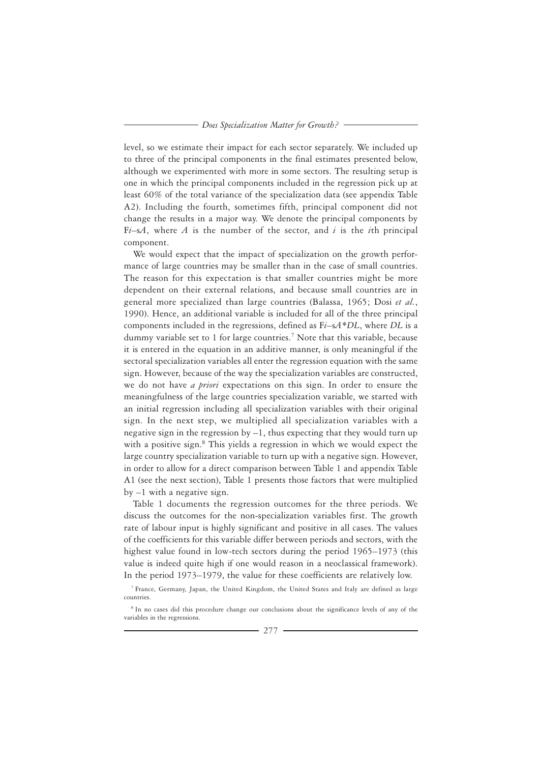level, so we estimate their impact for each sector separately. We included up to three of the principal components in the final estimates presented below, although we experimented with more in some sectors. The resulting setup is one in which the principal components included in the regression pick up at least 60% of the total variance of the specialization data (see appendix Table A2). Including the fourth, sometimes fifth, principal component did not change the results in a major way. We denote the principal components by F*i*–s*A*, where *A* is the number of the sector, and *i* is the *i*th principal component.

We would expect that the impact of specialization on the growth performance of large countries may be smaller than in the case of small countries. The reason for this expectation is that smaller countries might be more dependent on their external relations, and because small countries are in general more specialized than large countries (Balassa, 1965; Dosi *et al.*, 1990). Hence, an additional variable is included for all of the three principal components included in the regressions, defined as F*i*–s*A*\**DL*, where *DL* is a dummy variable set to 1 for large countries.[7] Note that this variable, because it is entered in the equation in an additive manner, is only meaningful if the sectoral specialization variables all enter the regression equation with the same sign. However, because of the way the specialization variables are constructed, we do not have *a priori* expectations on this sign. In order to ensure the meaningfulness of the large countries specialization variable, we started with an initial regression including all specialization variables with their original sign. In the next step, we multiplied all specialization variables with a negative sign in the regression by –1, thus expecting that they would turn up with a positive sign.[8] This yields a regression in which we would expect the large country specialization variable to turn up with a negative sign. However, in order to allow for a direct comparison between Table 1 and appendix Table A1 (see the next section), Table 1 presents those factors that were multiplied by –1 with a negative sign.

Table 1 documents the regression outcomes for the three periods. We discuss the outcomes for the non-specialization variables first. The growth rate of labour input is highly significant and positive in all cases. The values of the coefficients for this variable differ between periods and sectors, with the highest value found in low-tech sectors during the period 1965–1973 (this value is indeed quite high if one would reason in a neoclassical framework). In the period 1973–1979, the value for these coefficients are relatively low.

[7] France, Germany, Japan, the United Kingdom, the United States and Italy are defined as large countries.

[8] In no cases did this procedure change our conclusions about the significance levels of any of the variables in the regressions.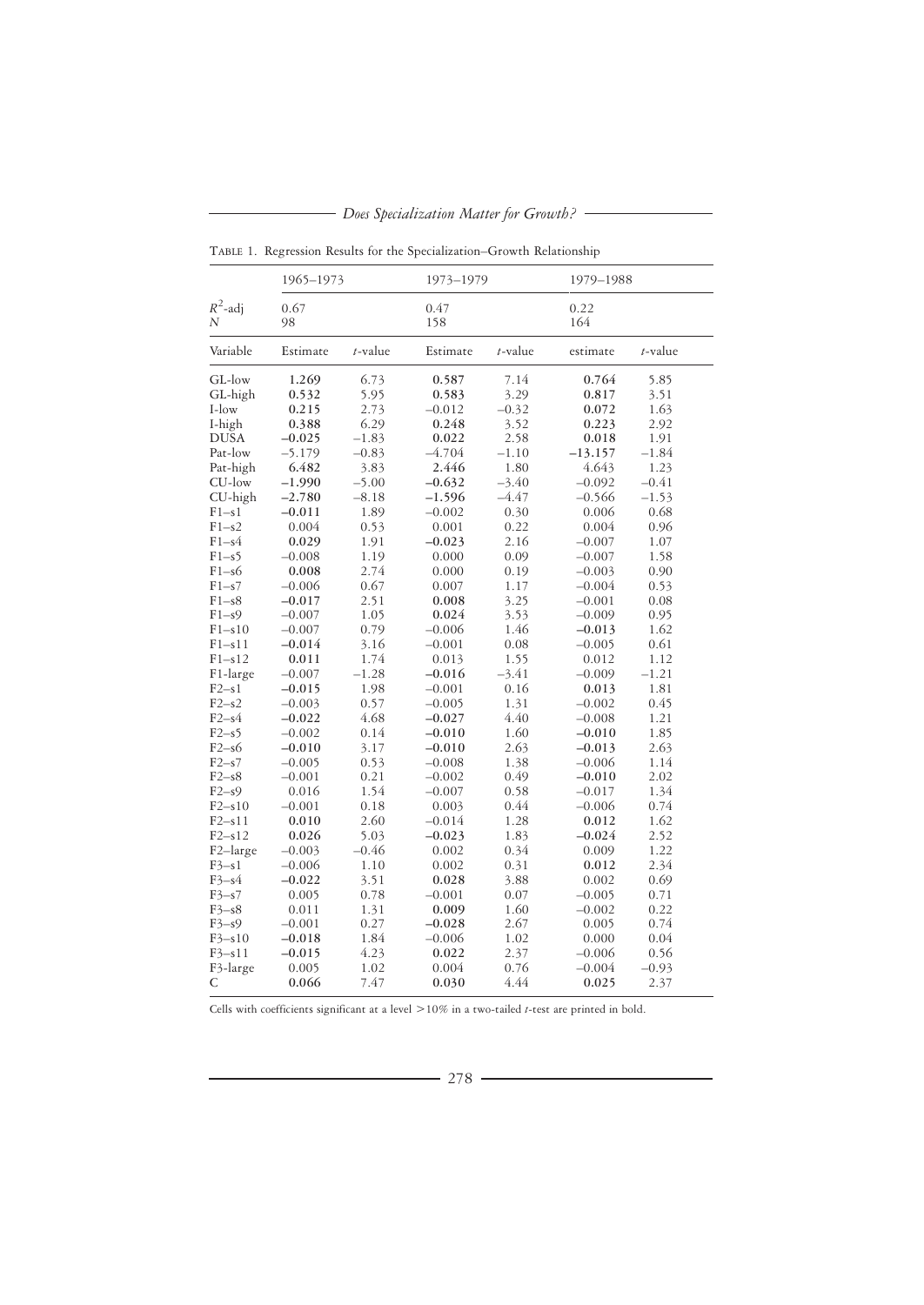TABLE 1. Regression Results for the Specialization–Growth Relationship

| | 1965–1973 | | 1973–1979 | | 1979–1988 | |
|---|---|---|---|---|---|---|
| $R^2$-adj | 0.67 | | 0.47 | | 0.22 | |
| $N$ | 98 | | 158 | | 164 | |
| Variable | Estimate | $t$-value | Estimate | $t$-value | estimate | $t$-value |
| GL-low | **1.269** | 6.73 | **0.587** | 7.14 | **0.764** | 5.85 |
| GL-high | **0.532** | 5.95 | **0.583** | 3.29 | **0.817** | 3.51 |
| I-low | **0.215** | 2.73 | −0.012 | −0.32 | **0.072** | 1.63 |
| I-high | **0.388** | 6.29 | **0.248** | 3.52 | **0.223** | 2.92 |
| DUSA | **−0.025** | −1.83 | **0.022** | 2.58 | **0.018** | 1.91 |
| Pat-low | −5.179 | −0.83 | −4.704 | −1.10 | **−13.157** | −1.84 |
| Pat-high | **6.482** | 3.83 | **2.446** | 1.80 | 4.643 | 1.23 |
| CU-low | **−1.990** | −5.00 | **−0.632** | −3.40 | −0.092 | −0.41 |
| CU-high | **−2.780** | −8.18 | **−1.596** | −4.47 | −0.566 | −1.53 |
| F1–s1 | **−0.011** | 1.89 | −0.002 | 0.30 | 0.006 | 0.68 |
| F1–s2 | 0.004 | 0.53 | 0.001 | 0.22 | 0.004 | 0.96 |
| F1–s4 | **0.029** | 1.91 | **−0.023** | 2.16 | −0.007 | 1.07 |
| F1–s5 | −0.008 | 1.19 | 0.000 | 0.09 | −0.007 | 1.58 |
| F1–s6 | **0.008** | 2.74 | 0.000 | 0.19 | −0.003 | 0.90 |
| F1–s7 | −0.006 | 0.67 | 0.007 | 1.17 | −0.004 | 0.53 |
| F1–s8 | **−0.017** | 2.51 | **0.008** | 3.25 | −0.001 | 0.08 |
| F1–s9 | −0.007 | 1.05 | **0.024** | 3.53 | −0.009 | 0.95 |
| F1–s10 | −0.007 | 0.79 | −0.006 | 1.46 | **−0.013** | 1.62 |
| F1–s11 | **−0.014** | 3.16 | −0.001 | 0.08 | −0.005 | 0.61 |
| F1–s12 | **0.011** | 1.74 | 0.013 | 1.55 | 0.012 | 1.12 |
| F1-large | −0.007 | −1.28 | **−0.016** | −3.41 | −0.009 | −1.21 |
| F2–s1 | **−0.015** | 1.98 | −0.001 | 0.16 | **0.013** | 1.81 |
| F2–s2 | −0.003 | 0.57 | −0.005 | 1.31 | −0.002 | 0.45 |
| F2–s4 | **−0.022** | 4.68 | **−0.027** | 4.40 | −0.008 | 1.21 |
| F2–s5 | −0.002 | 0.14 | **−0.010** | 1.60 | **−0.010** | 1.85 |
| F2–s6 | **−0.010** | 3.17 | **−0.010** | 2.63 | **−0.013** | 2.63 |
| F2–s7 | −0.005 | 0.53 | −0.008 | 1.38 | −0.006 | 1.14 |
| F2–s8 | −0.001 | 0.21 | −0.002 | 0.49 | **−0.010** | 2.02 |
| F2–s9 | 0.016 | 1.54 | −0.007 | 0.58 | −0.017 | 1.34 |
| F2–s10 | −0.001 | 0.18 | 0.003 | 0.44 | −0.006 | 0.74 |
| F2–s11 | **0.010** | 2.60 | −0.014 | 1.28 | **0.012** | 1.62 |
| F2–s12 | **0.026** | 5.03 | **−0.023** | 1.83 | **−0.024** | 2.52 |
| F2–large | −0.003 | −0.46 | 0.002 | 0.34 | 0.009 | 1.22 |
| F3–s1 | −0.006 | 1.10 | 0.002 | 0.31 | **0.012** | 2.34 |
| F3–s4 | **−0.022** | 3.51 | **0.028** | 3.88 | 0.002 | 0.69 |
| F3–s7 | 0.005 | 0.78 | −0.001 | 0.07 | −0.005 | 0.71 |
| F3–s8 | 0.011 | 1.31 | **0.009** | 1.60 | −0.002 | 0.22 |
| F3–s9 | −0.001 | 0.27 | **−0.028** | 2.67 | 0.005 | 0.74 |
| F3–s10 | **−0.018** | 1.84 | −0.006 | 1.02 | 0.000 | 0.04 |
| F3–s11 | **−0.015** | 4.23 | **0.022** | 2.37 | −0.006 | 0.56 |
| F3-large | 0.005 | 1.02 | 0.004 | 0.76 | −0.004 | −0.93 |
| C | **0.066** | 7.47 | **0.030** | 4.44 | **0.025** | 2.37 |

Cells with coefficients significant at a level >10% in a two-tailed $t$-test are printed in bold.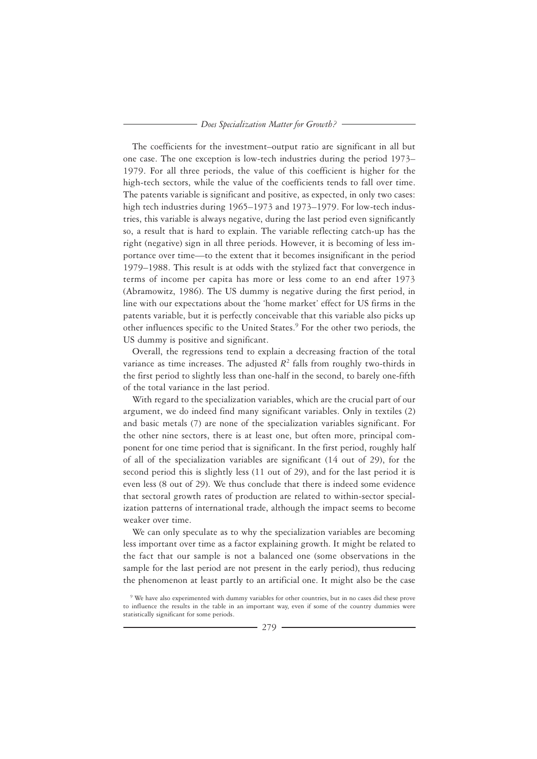The coefficients for the investment–output ratio are significant in all but one case. The one exception is low-tech industries during the period 1973–1979. For all three periods, the value of this coefficient is higher for the high-tech sectors, while the value of the coefficients tends to fall over time. The patents variable is significant and positive, as expected, in only two cases: high tech industries during 1965–1973 and 1973–1979. For low-tech industries, this variable is always negative, during the last period even significantly so, a result that is hard to explain. The variable reflecting catch-up has the right (negative) sign in all three periods. However, it is becoming of less importance over time—to the extent that it becomes insignificant in the period 1979–1988. This result is at odds with the stylized fact that convergence in terms of income per capita has more or less come to an end after 1973 (Abramowitz, 1986). The US dummy is negative during the first period, in line with our expectations about the 'home market' effect for US firms in the patents variable, but it is perfectly conceivable that this variable also picks up other influences specific to the United States.[9] For the other two periods, the US dummy is positive and significant.

Overall, the regressions tend to explain a decreasing fraction of the total variance as time increases. The adjusted $R^2$ falls from roughly two-thirds in the first period to slightly less than one-half in the second, to barely one-fifth of the total variance in the last period.

With regard to the specialization variables, which are the crucial part of our argument, we do indeed find many significant variables. Only in textiles (2) and basic metals (7) are none of the specialization variables significant. For the other nine sectors, there is at least one, but often more, principal component for one time period that is significant. In the first period, roughly half of all of the specialization variables are significant (14 out of 29), for the second period this is slightly less (11 out of 29), and for the last period it is even less (8 out of 29). We thus conclude that there is indeed some evidence that sectoral growth rates of production are related to within-sector specialization patterns of international trade, although the impact seems to become weaker over time.

We can only speculate as to why the specialization variables are becoming less important over time as a factor explaining growth. It might be related to the fact that our sample is not a balanced one (some observations in the sample for the last period are not present in the early period), thus reducing the phenomenon at least partly to an artificial one. It might also be the case

[9] We have also experimented with dummy variables for other countries, but in no cases did these prove to influence the results in the table in an important way, even if some of the country dummies were statistically significant for some periods.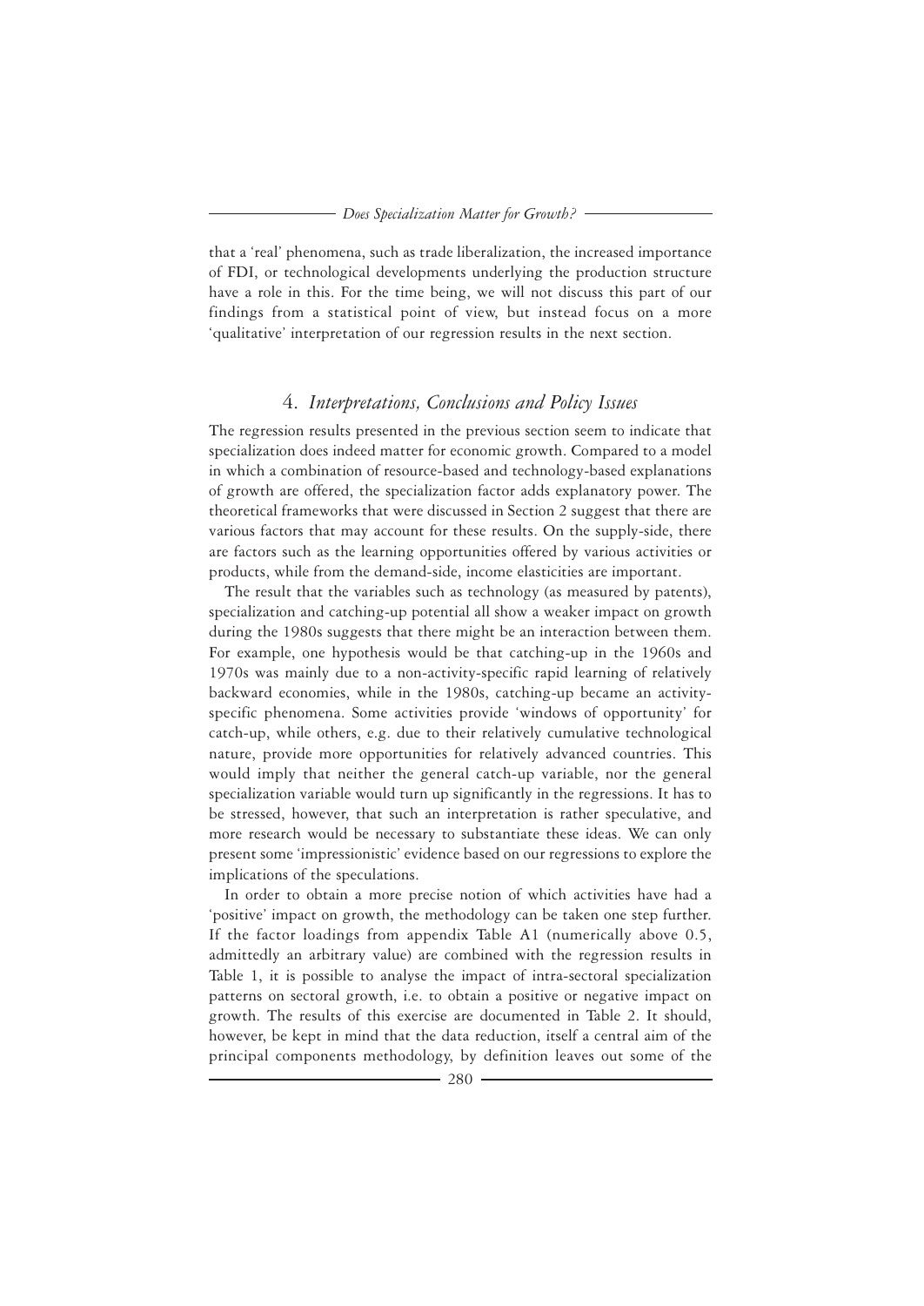that a 'real' phenomena, such as trade liberalization, the increased importance of FDI, or technological developments underlying the production structure have a role in this. For the time being, we will not discuss this part of our findings from a statistical point of view, but instead focus on a more 'qualitative' interpretation of our regression results in the next section.

## 4. *Interpretations, Conclusions and Policy Issues*

The regression results presented in the previous section seem to indicate that specialization does indeed matter for economic growth. Compared to a model in which a combination of resource-based and technology-based explanations of growth are offered, the specialization factor adds explanatory power. The theoretical frameworks that were discussed in Section 2 suggest that there are various factors that may account for these results. On the supply-side, there are factors such as the learning opportunities offered by various activities or products, while from the demand-side, income elasticities are important.

The result that the variables such as technology (as measured by patents), specialization and catching-up potential all show a weaker impact on growth during the 1980s suggests that there might be an interaction between them. For example, one hypothesis would be that catching-up in the 1960s and 1970s was mainly due to a non-activity-specific rapid learning of relatively backward economies, while in the 1980s, catching-up became an activity-specific phenomena. Some activities provide 'windows of opportunity' for catch-up, while others, e.g. due to their relatively cumulative technological nature, provide more opportunities for relatively advanced countries. This would imply that neither the general catch-up variable, nor the general specialization variable would turn up significantly in the regressions. It has to be stressed, however, that such an interpretation is rather speculative, and more research would be necessary to substantiate these ideas. We can only present some 'impressionistic' evidence based on our regressions to explore the implications of the speculations.

In order to obtain a more precise notion of which activities have had a 'positive' impact on growth, the methodology can be taken one step further. If the factor loadings from appendix Table A1 (numerically above 0.5, admittedly an arbitrary value) are combined with the regression results in Table 1, it is possible to analyse the impact of intra-sectoral specialization patterns on sectoral growth, i.e. to obtain a positive or negative impact on growth. The results of this exercise are documented in Table 2. It should, however, be kept in mind that the data reduction, itself a central aim of the principal components methodology, by definition leaves out some of the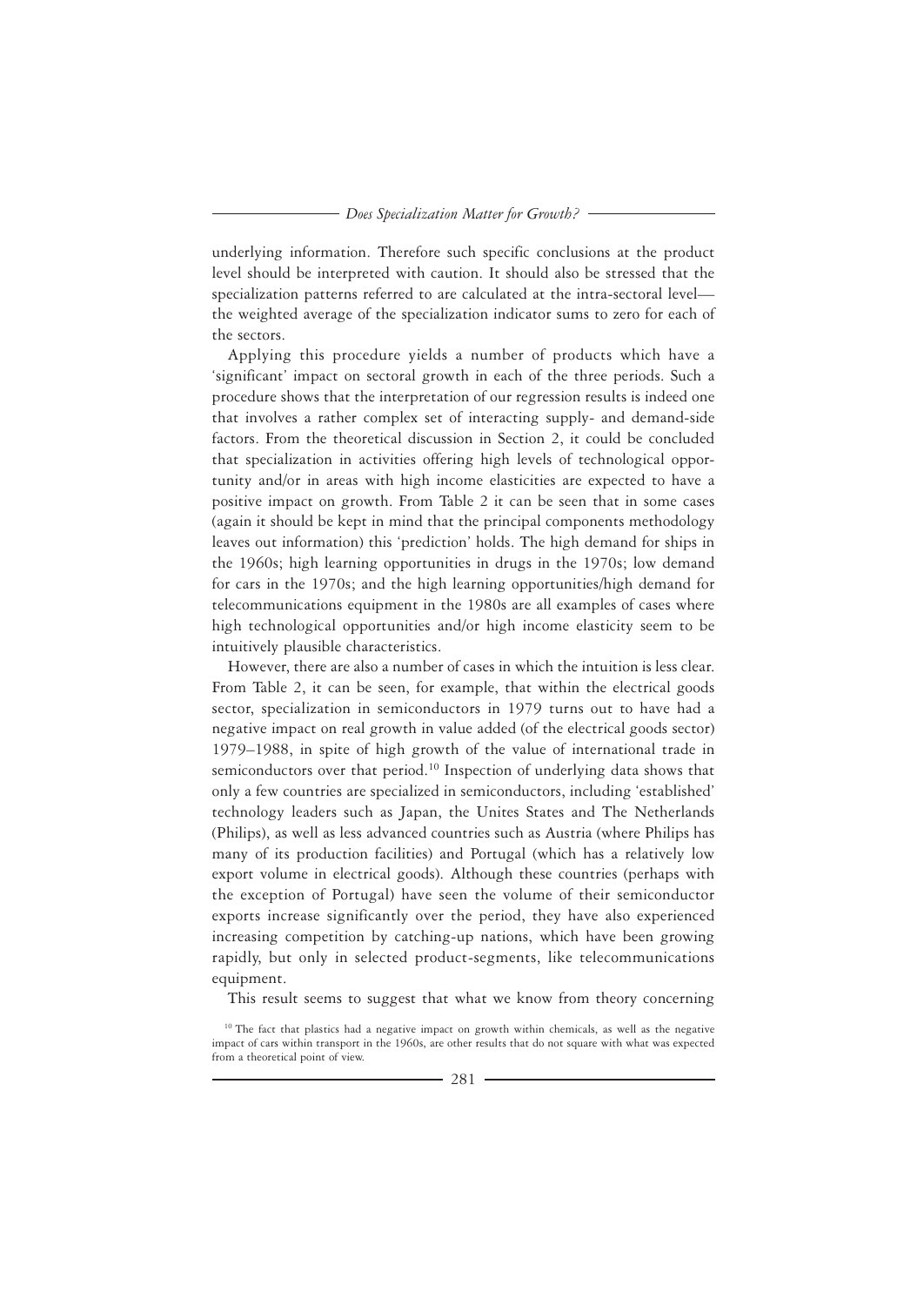underlying information. Therefore such specific conclusions at the product level should be interpreted with caution. It should also be stressed that the specialization patterns referred to are calculated at the intra-sectoral level—the weighted average of the specialization indicator sums to zero for each of the sectors.

Applying this procedure yields a number of products which have a 'significant' impact on sectoral growth in each of the three periods. Such a procedure shows that the interpretation of our regression results is indeed one that involves a rather complex set of interacting supply- and demand-side factors. From the theoretical discussion in Section 2, it could be concluded that specialization in activities offering high levels of technological opportunity and/or in areas with high income elasticities are expected to have a positive impact on growth. From Table 2 it can be seen that in some cases (again it should be kept in mind that the principal components methodology leaves out information) this 'prediction' holds. The high demand for ships in the 1960s; high learning opportunities in drugs in the 1970s; low demand for cars in the 1970s; and the high learning opportunities/high demand for telecommunications equipment in the 1980s are all examples of cases where high technological opportunities and/or high income elasticity seem to be intuitively plausible characteristics.

However, there are also a number of cases in which the intuition is less clear. From Table 2, it can be seen, for example, that within the electrical goods sector, specialization in semiconductors in 1979 turns out to have had a negative impact on real growth in value added (of the electrical goods sector) 1979–1988, in spite of high growth of the value of international trade in semiconductors over that period.[10] Inspection of underlying data shows that only a few countries are specialized in semiconductors, including 'established' technology leaders such as Japan, the Unites States and The Netherlands (Philips), as well as less advanced countries such as Austria (where Philips has many of its production facilities) and Portugal (which has a relatively low export volume in electrical goods). Although these countries (perhaps with the exception of Portugal) have seen the volume of their semiconductor exports increase significantly over the period, they have also experienced increasing competition by catching-up nations, which have been growing rapidly, but only in selected product-segments, like telecommunications equipment.

This result seems to suggest that what we know from theory concerning

[10] The fact that plastics had a negative impact on growth within chemicals, as well as the negative impact of cars within transport in the 1960s, are other results that do not square with what was expected from a theoretical point of view.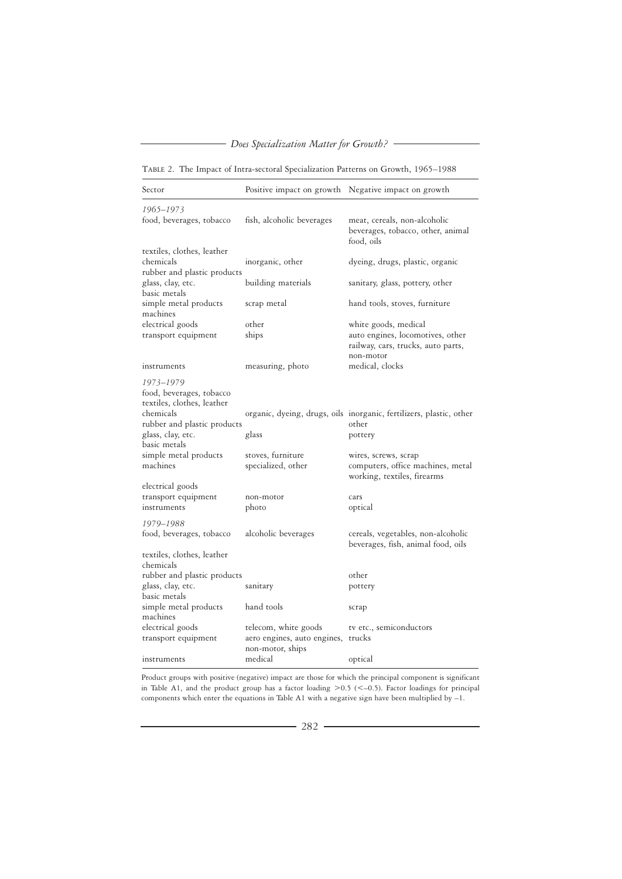TABLE 2. The Impact of Intra-sectoral Specialization Patterns on Growth, 1965–1988

| Sector | Positive impact on growth | Negative impact on growth |
|---|---|---|
| *1965–1973* | | |
| food, beverages, tobacco | fish, alcoholic beverages | meat, cereals, non-alcoholic beverages, tobacco, other, animal food, oils |
| textiles, clothes, leather | | |
| chemicals | inorganic, other | dyeing, drugs, plastic, organic |
| rubber and plastic products | | |
| glass, clay, etc. | building materials | sanitary, glass, pottery, other |
| basic metals | | |
| simple metal products | scrap metal | hand tools, stoves, furniture |
| machines | | |
| electrical goods | other | white goods, medical |
| transport equipment | ships | auto engines, locomotives, other railway, cars, trucks, auto parts, non-motor |
| instruments | measuring, photo | medical, clocks |
| *1973–1979* | | |
| food, beverages, tobacco | | |
| textiles, clothes, leather | | |
| chemicals | organic, dyeing, drugs, oils | inorganic, fertilizers, plastic, other |
| rubber and plastic products | | other |
| glass, clay, etc. | glass | pottery |
| basic metals | | |
| simple metal products | stoves, furniture | wires, screws, scrap |
| machines | specialized, other | computers, office machines, metal working, textiles, firearms |
| electrical goods | | |
| transport equipment | non-motor | cars |
| instruments | photo | optical |
| *1979–1988* | | |
| food, beverages, tobacco | alcoholic beverages | cereals, vegetables, non-alcoholic beverages, fish, animal food, oils |
| textiles, clothes, leather | | |
| chemicals | | |
| rubber and plastic products | | other |
| glass, clay, etc. | sanitary | pottery |
| basic metals | | |
| simple metal products | hand tools | scrap |
| machines | | |
| electrical goods | telecom, white goods | tv etc., semiconductors |
| transport equipment | aero engines, auto engines, non-motor, ships | trucks |
| instruments | medical | optical |

Product groups with positive (negative) impact are those for which the principal component is significant in Table A1, and the product group has a factor loading $>0.5$ ($<-0.5$). Factor loadings for principal components which enter the equations in Table A1 with a negative sign have been multiplied by $-1$.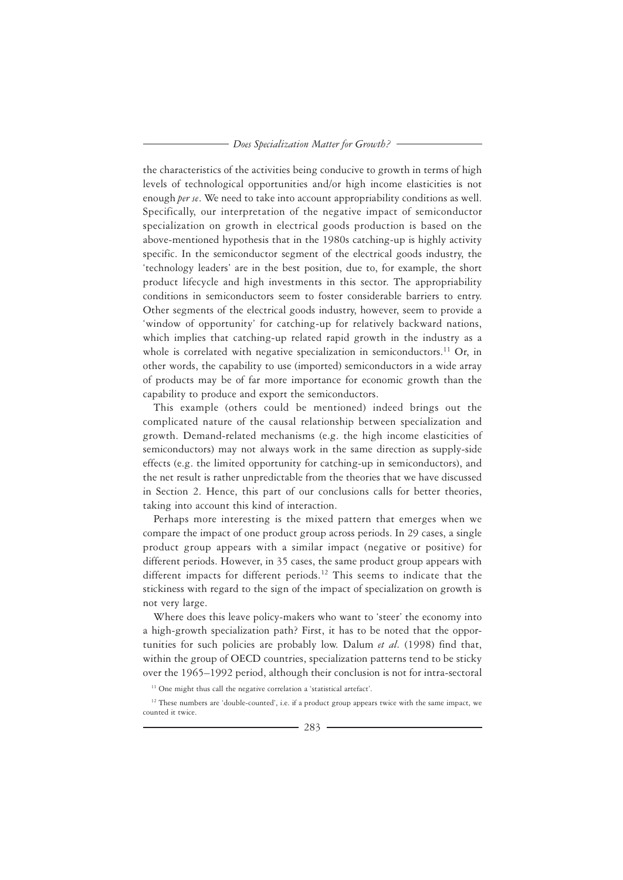the characteristics of the activities being conducive to growth in terms of high levels of technological opportunities and/or high income elasticities is not enough *per se*. We need to take into account appropriability conditions as well. Specifically, our interpretation of the negative impact of semiconductor specialization on growth in electrical goods production is based on the above-mentioned hypothesis that in the 1980s catching-up is highly activity specific. In the semiconductor segment of the electrical goods industry, the 'technology leaders' are in the best position, due to, for example, the short product lifecycle and high investments in this sector. The appropriability conditions in semiconductors seem to foster considerable barriers to entry. Other segments of the electrical goods industry, however, seem to provide a 'window of opportunity' for catching-up for relatively backward nations, which implies that catching-up related rapid growth in the industry as a whole is correlated with negative specialization in semiconductors.[11] Or, in other words, the capability to use (imported) semiconductors in a wide array of products may be of far more importance for economic growth than the capability to produce and export the semiconductors.

This example (others could be mentioned) indeed brings out the complicated nature of the causal relationship between specialization and growth. Demand-related mechanisms (e.g. the high income elasticities of semiconductors) may not always work in the same direction as supply-side effects (e.g. the limited opportunity for catching-up in semiconductors), and the net result is rather unpredictable from the theories that we have discussed in Section 2. Hence, this part of our conclusions calls for better theories, taking into account this kind of interaction.

Perhaps more interesting is the mixed pattern that emerges when we compare the impact of one product group across periods. In 29 cases, a single product group appears with a similar impact (negative or positive) for different periods. However, in 35 cases, the same product group appears with different impacts for different periods.[12] This seems to indicate that the stickiness with regard to the sign of the impact of specialization on growth is not very large.

Where does this leave policy-makers who want to 'steer' the economy into a high-growth specialization path? First, it has to be noted that the opportunities for such policies are probably low. Dalum *et al.* (1998) find that, within the group of OECD countries, specialization patterns tend to be sticky over the 1965–1992 period, although their conclusion is not for intra-sectoral

[11] One might thus call the negative correlation a 'statistical artefact'.

[12] These numbers are 'double-counted', i.e. if a product group appears twice with the same impact, we counted it twice.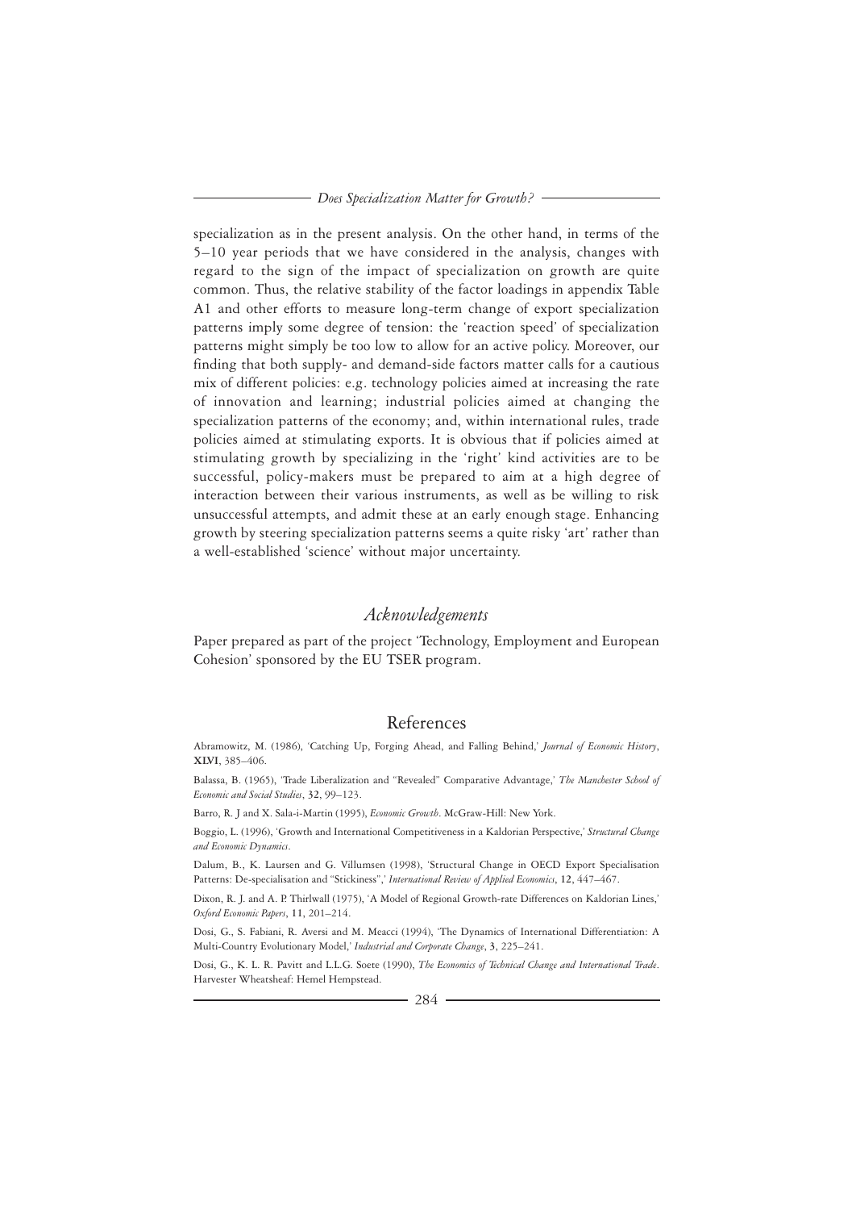specialization as in the present analysis. On the other hand, in terms of the 5–10 year periods that we have considered in the analysis, changes with regard to the sign of the impact of specialization on growth are quite common. Thus, the relative stability of the factor loadings in appendix Table A1 and other efforts to measure long-term change of export specialization patterns imply some degree of tension: the 'reaction speed' of specialization patterns might simply be too low to allow for an active policy. Moreover, our finding that both supply- and demand-side factors matter calls for a cautious mix of different policies: e.g. technology policies aimed at increasing the rate of innovation and learning; industrial policies aimed at changing the specialization patterns of the economy; and, within international rules, trade policies aimed at stimulating exports. It is obvious that if policies aimed at stimulating growth by specializing in the 'right' kind activities are to be successful, policy-makers must be prepared to aim at a high degree of interaction between their various instruments, as well as be willing to risk unsuccessful attempts, and admit these at an early enough stage. Enhancing growth by steering specialization patterns seems a quite risky 'art' rather than a well-established 'science' without major uncertainty.

## *Acknowledgements*

Paper prepared as part of the project 'Technology, Employment and European Cohesion' sponsored by the EU TSER program.

## References

Abramowitz, M. (1986), 'Catching Up, Forging Ahead, and Falling Behind,' *Journal of Economic History*, **XLVI**, 385–406.

Balassa, B. (1965), 'Trade Liberalization and "Revealed" Comparative Advantage,' *The Manchester School of Economic and Social Studies*, **32**, 99–123.

Barro, R. J and X. Sala-i-Martin (1995), *Economic Growth*. McGraw-Hill: New York.

Boggio, L. (1996), 'Growth and International Competitiveness in a Kaldorian Perspective,' *Structural Change and Economic Dynamics*.

Dalum, B., K. Laursen and G. Villumsen (1998), 'Structural Change in OECD Export Specialisation Patterns: De-specialisation and "Stickiness",' *International Review of Applied Economics*, **12**, 447–467.

Dixon, R. J. and A. P. Thirlwall (1975), 'A Model of Regional Growth-rate Differences on Kaldorian Lines,' *Oxford Economic Papers*, **11**, 201–214.

Dosi, G., S. Fabiani, R. Aversi and M. Meacci (1994), 'The Dynamics of International Differentiation: A Multi-Country Evolutionary Model,' *Industrial and Corporate Change*, **3**, 225–241.

Dosi, G., K. L. R. Pavitt and L.L.G. Soete (1990), *The Economics of Technical Change and International Trade*. Harvester Wheatsheaf: Hemel Hempstead.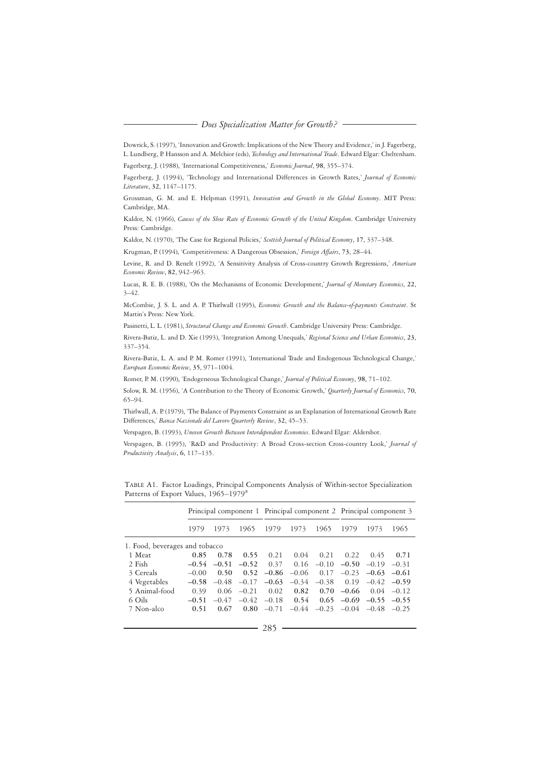Dowrick, S. (1997), 'Innovation and Growth: Implications of the New Theory and Evidence,' in J. Fagerberg, L. Lundberg, P. Hansson and A. Melchior (eds), *Technology and International Trade*. Edward Elgar: Cheltenham.

Fagerberg, J. (1988), 'International Competitiveness,' *Economic Journal*, **98**, 355–374.

Fagerberg, J. (1994), 'Technology and International Differences in Growth Rates,' *Journal of Economic Literature*, **32**, 1147–1175.

Grossman, G. M. and E. Helpman (1991), *Innovation and Growth in the Global Economy*. MIT Press: Cambridge, MA.

Kaldor, N. (1966), *Causes of the Slow Rate of Economic Growth of the United Kingdom*. Cambridge University Press: Cambridge.

Kaldor, N. (1970), 'The Case for Regional Policies,' *Scottish Journal of Political Economy*, **17**, 337–348.

Krugman, P. (1994), 'Competitiveness: A Dangerous Obsession,' *Foreign Affairs*, **73**, 28–44.

Levine, R. and D. Renelt (1992), 'A Sensitivity Analysis of Cross-country Growth Regressions,' *American Economic Review*, **82**, 942–963.

Lucas, R. E. B. (1988), 'On the Mechanisms of Economic Development,' *Journal of Monetary Economics*, **22**, 3–42.

McCombie, J. S. L. and A. P. Thirlwall (1995), *Economic Growth and the Balance-of-payments Constraint*. St Martin's Press: New York.

Pasinetti, L. L. (1981), *Structural Change and Economic Growth*. Cambridge University Press: Cambridge.

Rivera-Batiz, L. and D. Xie (1993), 'Integration Among Unequals,' *Regional Science and Urban Economics*, **23**, 337–354.

Rivera-Batiz, L. A. and P. M. Romer (1991), 'International Trade and Endogenous Technological Change,' *European Economic Review*, **35**, 971–1004.

Romer, P. M. (1990), 'Endogeneous Technological Change,' *Journal of Political Economy*, **98**, 71–102.

Solow, R. M. (1956), 'A Contribution to the Theory of Economic Growth,' *Quarterly Journal of Economics*, **70**, 65–94.

Thirlwall, A. P. (1979), 'The Balance of Payments Constraint as an Explanation of International Growth Rate Differences,' *Banca Nazionale del Lavoro Quarterly Review*, **32**, 45–53.

Verspagen, B. (1993), *Uneven Growth Between Interdependent Economies*. Edward Elgar: Aldershot.

Verspagen, B. (1995), 'R&D and Productivity: A Broad Cross-section Cross-country Look,' *Journal of Productivity Analysis*, **6**, 117–135.

TABLE A1. Factor Loadings, Principal Components Analysis of Within-sector Specialization Patterns of Export Values, 1965–1979[a]

| | Principal component 1 | | | Principal component 2 | | | Principal component 3 | | |
|---|---|---|---|---|---|---|---|---|---|
| | 1979 | 1973 | 1965 | 1979 | 1973 | 1965 | 1979 | 1973 | 1965 |
| 1. Food, beverages and tobacco | | | | | | | | | |
| 1 Meat | **0.85** | **0.78** | **0.55** | 0.21 | 0.04 | 0.21 | 0.22 | 0.45 | **0.71** |
| 2 Fish | **–0.54** | **–0.51** | **–0.52** | 0.37 | 0.16 | –0.10 | **–0.50** | –0.19 | –0.31 |
| 3 Cereals | –0.00 | **0.50** | **0.52** | **–0.86** | –0.06 | 0.17 | –0.23 | **–0.63** | **–0.61** |
| 4 Vegetables | **–0.58** | –0.48 | –0.17 | **–0.63** | –0.34 | –0.38 | 0.19 | –0.42 | **–0.59** |
| 5 Animal-food | 0.39 | 0.06 | –0.21 | 0.02 | **0.82** | **0.70** | **–0.66** | 0.04 | –0.12 |
| 6 Oils | **–0.51** | –0.47 | –0.42 | –0.18 | **0.54** | **0.65** | **–0.69** | **–0.55** | **–0.55** |
| 7 Non-alco | **0.51** | **0.67** | **0.80** | **–0.71** | –0.44 | –0.23 | –0.04 | –0.48 | –0.25 |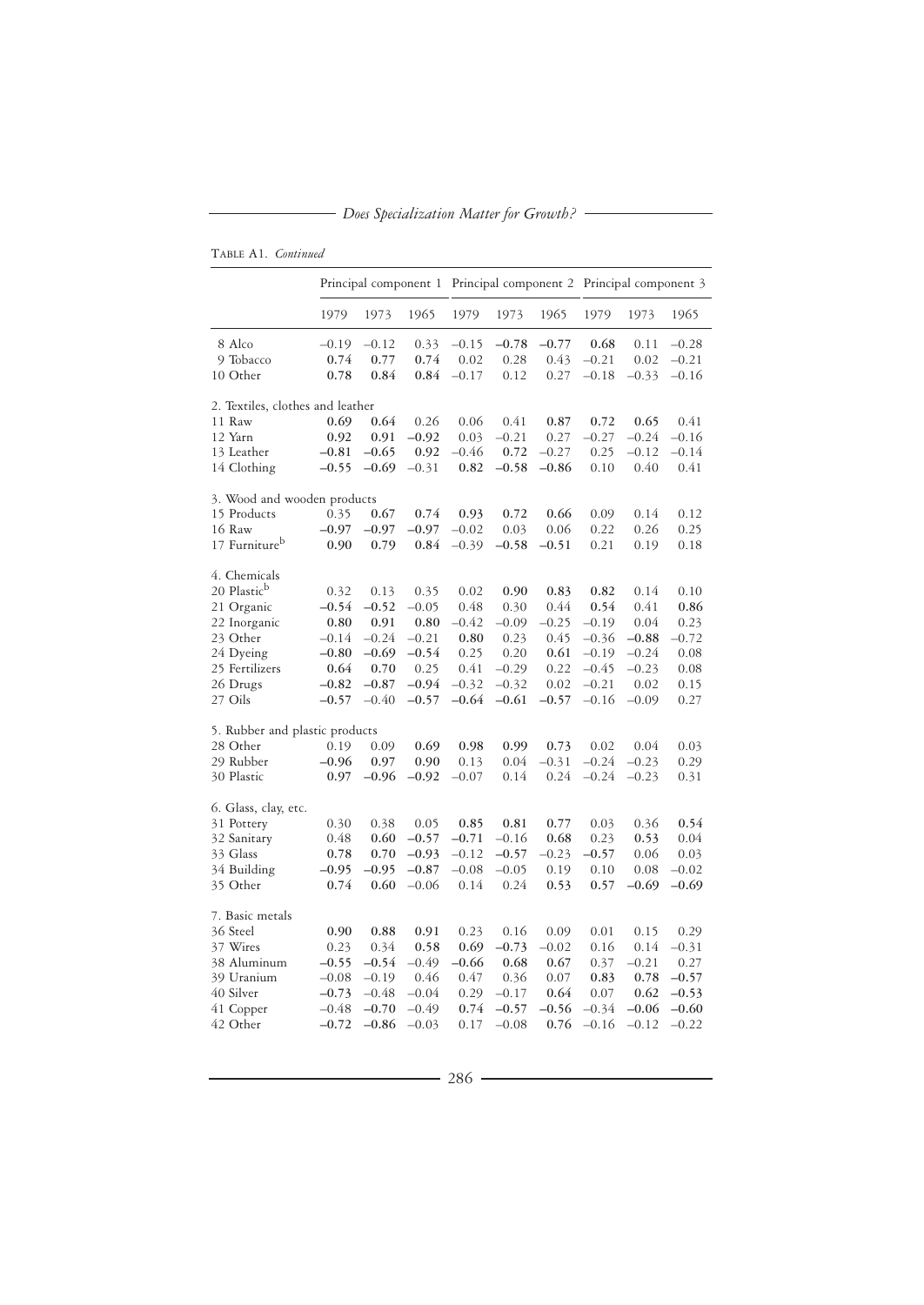TABLE A1. *Continued*

| | Principal component 1 | | | Principal component 2 | | | Principal component 3 | | |
|---|---|---|---|---|---|---|---|---|---|
| | 1979 | 1973 | 1965 | 1979 | 1973 | 1965 | 1979 | 1973 | 1965 |
| 8 Alco | −0.19 | −0.12 | 0.33 | −0.15 | **−0.78** | **−0.77** | **0.68** | 0.11 | −0.28 |
| 9 Tobacco | **0.74** | **0.77** | **0.74** | 0.02 | 0.28 | 0.43 | −0.21 | 0.02 | −0.21 |
| 10 Other | **0.78** | **0.84** | **0.84** | −0.17 | 0.12 | 0.27 | −0.18 | −0.33 | −0.16 |
| 2. Textiles, clothes and leather | | | | | | | | | |
| 11 Raw | **0.69** | **0.64** | 0.26 | 0.06 | 0.41 | **0.87** | **0.72** | **0.65** | 0.41 |
| 12 Yarn | **0.92** | **0.91** | **−0.92** | 0.03 | −0.21 | 0.27 | −0.27 | −0.24 | −0.16 |
| 13 Leather | **−0.81** | **−0.65** | **0.92** | −0.46 | **0.72** | −0.27 | 0.25 | −0.12 | −0.14 |
| 14 Clothing | **−0.55** | **−0.69** | −0.31 | **0.82** | **−0.58** | **−0.86** | 0.10 | 0.40 | 0.41 |
| 3. Wood and wooden products | | | | | | | | | |
| 15 Products | 0.35 | **0.67** | **0.74** | **0.93** | **0.72** | **0.66** | 0.09 | 0.14 | 0.12 |
| 16 Raw | **−0.97** | **−0.97** | **−0.97** | −0.02 | 0.03 | 0.06 | 0.22 | 0.26 | 0.25 |
| 17 Furniture[b] | **0.90** | **0.79** | **0.84** | −0.39 | **−0.58** | **−0.51** | 0.21 | 0.19 | 0.18 |
| 4. Chemicals | | | | | | | | | |
| 20 Plastic[b] | 0.32 | 0.13 | 0.35 | 0.02 | **0.90** | **0.83** | **0.82** | 0.14 | 0.10 |
| 21 Organic | **−0.54** | **−0.52** | −0.05 | 0.48 | 0.30 | 0.44 | **0.54** | 0.41 | **0.86** |
| 22 Inorganic | **0.80** | **0.91** | **0.80** | −0.42 | −0.09 | −0.25 | −0.19 | 0.04 | 0.23 |
| 23 Other | −0.14 | −0.24 | −0.21 | **0.80** | 0.23 | 0.45 | −0.36 | **−0.88** | −0.72 |
| 24 Dyeing | **−0.80** | **−0.69** | **−0.54** | 0.25 | 0.20 | **0.61** | −0.19 | −0.24 | 0.08 |
| 25 Fertilizers | **0.64** | **0.70** | 0.25 | 0.41 | −0.29 | 0.22 | −0.45 | −0.23 | 0.08 |
| 26 Drugs | **−0.82** | **−0.87** | **−0.94** | −0.32 | −0.32 | 0.02 | −0.21 | 0.02 | 0.15 |
| 27 Oils | **−0.57** | −0.40 | **−0.57** | **−0.64** | **−0.61** | **−0.57** | −0.16 | −0.09 | 0.27 |
| 5. Rubber and plastic products | | | | | | | | | |
| 28 Other | 0.19 | 0.09 | **0.69** | **0.98** | **0.99** | **0.73** | 0.02 | 0.04 | 0.03 |
| 29 Rubber | **−0.96** | **0.97** | **0.90** | 0.13 | 0.04 | −0.31 | −0.24 | −0.23 | 0.29 |
| 30 Plastic | **0.97** | **−0.96** | **−0.92** | −0.07 | 0.14 | 0.24 | −0.24 | −0.23 | 0.31 |
| 6. Glass, clay, etc. | | | | | | | | | |
| 31 Pottery | 0.30 | 0.38 | 0.05 | **0.85** | **0.81** | **0.77** | 0.03 | 0.36 | **0.54** |
| 32 Sanitary | 0.48 | **0.60** | **−0.57** | **−0.71** | −0.16 | **0.68** | 0.23 | **0.53** | 0.04 |
| 33 Glass | **0.78** | **0.70** | **−0.93** | −0.12 | **−0.57** | −0.23 | **−0.57** | 0.06 | 0.03 |
| 34 Building | **−0.95** | **−0.95** | **−0.87** | −0.08 | −0.05 | 0.19 | 0.10 | 0.08 | −0.02 |
| 35 Other | **0.74** | **0.60** | −0.06 | 0.14 | 0.24 | **0.53** | **0.57** | **−0.69** | **−0.69** |
| 7. Basic metals | | | | | | | | | |
| 36 Steel | **0.90** | **0.88** | **0.91** | 0.23 | 0.16 | 0.09 | 0.01 | 0.15 | 0.29 |
| 37 Wires | 0.23 | 0.34 | **0.58** | **0.69** | **−0.73** | −0.02 | 0.16 | 0.14 | −0.31 |
| 38 Aluminum | **−0.55** | **−0.54** | −0.49 | **−0.66** | **0.68** | **0.67** | 0.37 | −0.21 | 0.27 |
| 39 Uranium | −0.08 | −0.19 | 0.46 | 0.47 | 0.36 | 0.07 | **0.83** | **0.78** | **−0.57** |
| 40 Silver | **−0.73** | −0.48 | −0.04 | 0.29 | −0.17 | **0.64** | 0.07 | **0.62** | **−0.53** |
| 41 Copper | −0.48 | **−0.70** | −0.49 | **0.74** | **−0.57** | **−0.56** | −0.34 | **−0.06** | **−0.60** |
| 42 Other | **−0.72** | **−0.86** | −0.03 | 0.17 | −0.08 | **0.76** | −0.16 | −0.12 | −0.22 |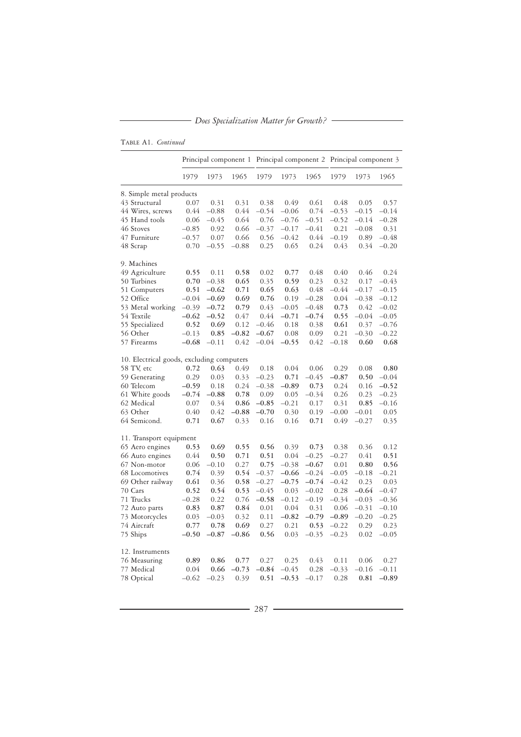TABLE A1. *Continued*

| | Principal component 1 | | | Principal component 2 | | | Principal component 3 | | |
|---|---|---|---|---|---|---|---|---|---|
| | 1979 | 1973 | 1965 | 1979 | 1973 | 1965 | 1979 | 1973 | 1965 |
| 8. Simple metal products | | | | | | | | | |
| 43 Structural | 0.07 | 0.31 | 0.31 | 0.38 | 0.49 | 0.61 | 0.48 | 0.05 | 0.57 |
| 44 Wires, screws | 0.44 | −0.88 | 0.44 | −0.54 | −0.06 | 0.74 | −0.53 | −0.15 | −0.14 |
| 45 Hand tools | 0.06 | −0.45 | 0.64 | 0.76 | −0.76 | −0.51 | −0.52 | −0.14 | −0.28 |
| 46 Stoves | −0.85 | 0.92 | 0.66 | −0.37 | −0.17 | −0.41 | 0.21 | −0.08 | 0.31 |
| 47 Furniture | −0.57 | 0.07 | 0.66 | 0.56 | −0.42 | 0.44 | −0.19 | 0.89 | −0.48 |
| 48 Scrap | 0.70 | −0.55 | −0.88 | 0.25 | 0.65 | 0.24 | 0.43 | 0.34 | −0.20 |
| 9. Machines | | | | | | | | | |
| 49 Agriculture | **0.55** | 0.11 | **0.58** | 0.02 | **0.77** | 0.48 | 0.40 | 0.46 | 0.24 |
| 50 Turbines | **0.70** | −0.38 | **0.65** | 0.35 | **0.59** | 0.23 | 0.32 | 0.17 | −0.43 |
| 51 Computers | **0.51** | **−0.62** | **0.71** | **0.65** | **0.63** | 0.48 | −0.44 | −0.17 | −0.15 |
| 52 Office | −0.04 | **−0.69** | **0.69** | **0.76** | 0.19 | −0.28 | 0.04 | −0.38 | −0.12 |
| 53 Metal working | −0.39 | **−0.72** | **0.79** | 0.43 | −0.05 | −0.48 | **0.73** | 0.42 | −0.02 |
| 54 Textile | **−0.62** | **−0.52** | 0.47 | 0.44 | **−0.71** | **−0.74** | **0.55** | −0.04 | −0.05 |
| 55 Specialized | **0.52** | **0.69** | 0.12 | −0.46 | 0.18 | 0.38 | **0.61** | 0.37 | −0.76 |
| 56 Other | −0.13 | **0.85** | **−0.82** | **−0.67** | 0.08 | 0.09 | 0.21 | −0.30 | −0.22 |
| 57 Firearms | **−0.68** | −0.11 | 0.42 | −0.04 | **−0.55** | 0.42 | −0.18 | **0.60** | **0.68** |
| 10. Electrical goods, excluding computers | | | | | | | | | |
| 58 TV, etc | **0.72** | **0.63** | 0.49 | 0.18 | 0.04 | 0.06 | 0.29 | 0.08 | **0.80** |
| 59 Generating | 0.29 | 0.03 | 0.33 | −0.23 | **0.71** | −0.45 | **−0.87** | **0.50** | −0.04 |
| 60 Telecom | **−0.59** | 0.18 | 0.24 | −0.38 | **−0.89** | **0.73** | 0.24 | 0.16 | **−0.52** |
| 61 White goods | **−0.74** | **−0.88** | **0.78** | 0.09 | 0.05 | −0.34 | 0.26 | 0.23 | −0.23 |
| 62 Medical | 0.07 | 0.34 | **0.86** | **−0.85** | −0.21 | 0.17 | 0.31 | **0.85** | −0.16 |
| 63 Other | 0.40 | 0.42 | **−0.88** | **−0.70** | 0.30 | 0.19 | −0.00 | −0.01 | 0.05 |
| 64 Semicond. | **0.71** | **0.67** | 0.33 | 0.16 | 0.16 | **0.71** | 0.49 | −0.27 | 0.35 |
| 11. Transport equipment | | | | | | | | | |
| 65 Aero engines | **0.53** | **0.69** | **0.55** | **0.56** | 0.39 | **0.73** | 0.38 | 0.36 | 0.12 |
| 66 Auto engines | 0.44 | **0.50** | **0.71** | **0.51** | 0.04 | −0.25 | −0.27 | 0.41 | **0.51** |
| 67 Non-motor | 0.06 | −0.10 | 0.27 | **0.75** | −0.38 | **−0.67** | 0.01 | **0.80** | **0.56** |
| 68 Locomotives | **0.74** | 0.39 | **0.54** | −0.37 | **−0.66** | −0.24 | −0.05 | −0.18 | −0.21 |
| 69 Other railway | **0.61** | 0.36 | **0.58** | −0.27 | **−0.75** | **−0.74** | −0.42 | 0.23 | 0.03 |
| 70 Cars | **0.52** | **0.54** | **0.53** | −0.45 | 0.03 | −0.02 | 0.28 | **−0.64** | −0.47 |
| 71 Trucks | −0.28 | 0.22 | 0.76 | **−0.58** | −0.12 | −0.19 | −0.34 | −0.03 | −0.36 |
| 72 Auto parts | **0.83** | **0.87** | **0.84** | 0.01 | 0.04 | 0.31 | 0.06 | −0.31 | −0.10 |
| 73 Motorcycles | 0.03 | −0.03 | 0.32 | 0.11 | **−0.82** | **−0.79** | **−0.89** | −0.20 | −0.25 |
| 74 Aircraft | **0.77** | **0.78** | **0.69** | 0.27 | 0.21 | **0.53** | −0.22 | 0.29 | 0.23 |
| 75 Ships | **−0.50** | **−0.87** | **−0.86** | **0.56** | 0.03 | −0.35 | −0.23 | 0.02 | −0.05 |
| 12. Instruments | | | | | | | | | |
| 76 Measuring | **0.89** | **0.86** | **0.77** | 0.27 | 0.25 | 0.43 | 0.11 | 0.06 | 0.27 |
| 77 Medical | 0.04 | **0.66** | **−0.73** | **−0.84** | −0.45 | 0.28 | −0.33 | −0.16 | −0.11 |
| 78 Optical | −0.62 | −0.23 | 0.39 | **0.51** | **−0.53** | −0.17 | 0.28 | **0.81** | **−0.89** |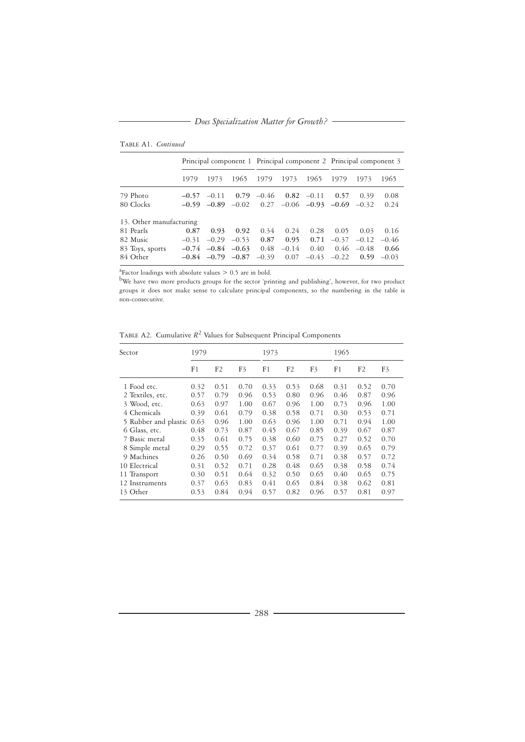TABLE A1. *Continued*

| | Principal component 1 | | | Principal component 2 | | | Principal component 3 | | |
|---|---|---|---|---|---|---|---|---|---|
| | 1979 | 1973 | 1965 | 1979 | 1973 | 1965 | 1979 | 1973 | 1965 |
| 79 Photo | **−0.57** | −0.11 | **0.79** | −0.46 | **0.82** | −0.11 | **0.57** | 0.39 | 0.08 |
| 80 Clocks | **−0.59** | **−0.89** | −0.02 | 0.27 | −0.06 | **−0.93** | **−0.69** | −0.32 | 0.24 |
| 13. Other manufacturing | | | | | | | | | |
| 81 Pearls | **0.87** | **0.93** | **0.92** | 0.34 | 0.24 | 0.28 | 0.05 | 0.03 | 0.16 |
| 82 Music | −0.31 | −0.29 | **−0.53** | **0.87** | **0.95** | **0.71** | −0.37 | −0.12 | −0.46 |
| 83 Toys, sports | **−0.74** | **−0.84** | **−0.63** | 0.48 | −0.14 | 0.40 | 0.46 | −0.48 | **0.66** |
| 84 Other | **−0.84** | **−0.79** | **−0.87** | −0.39 | 0.07 | −0.43 | −0.22 | **0.59** | −0.03 |

[a]Factor loadings with absolute values > 0.5 are in bold.

[b]We have two more products groups for the sector 'printing and publishing', however, for two product groups it does not make sense to calculate principal components, so the numbering in the table is non-consecutive.

TABLE A2. Cumulative $R^2$ Values for Subsequent Principal Components

| Sector | 1979 | | | 1973 | | | 1965 | | |
|---|---|---|---|---|---|---|---|---|---|
| | F1 | F2 | F3 | F1 | F2 | F3 | F1 | F2 | F3 |
| 1 Food etc. | 0.32 | 0.51 | 0.70 | 0.33 | 0.53 | 0.68 | 0.31 | 0.52 | 0.70 |
| 2 Textiles, etc. | 0.57 | 0.79 | 0.96 | 0.53 | 0.80 | 0.96 | 0.46 | 0.87 | 0.96 |
| 3 Wood, etc. | 0.63 | 0.97 | 1.00 | 0.67 | 0.96 | 1.00 | 0.73 | 0.96 | 1.00 |
| 4 Chemicals | 0.39 | 0.61 | 0.79 | 0.38 | 0.58 | 0.71 | 0.30 | 0.53 | 0.71 |
| 5 Rubber and plastic | 0.63 | 0.96 | 1.00 | 0.63 | 0.96 | 1.00 | 0.71 | 0.94 | 1.00 |
| 6 Glass, etc. | 0.48 | 0.73 | 0.87 | 0.45 | 0.67 | 0.85 | 0.39 | 0.67 | 0.87 |
| 7 Basic metal | 0.35 | 0.61 | 0.75 | 0.38 | 0.60 | 0.75 | 0.27 | 0.52 | 0.70 |
| 8 Simple metal | 0.29 | 0.55 | 0.72 | 0.37 | 0.61 | 0.77 | 0.39 | 0.65 | 0.79 |
| 9 Machines | 0.26 | 0.50 | 0.69 | 0.34 | 0.58 | 0.71 | 0.38 | 0.57 | 0.72 |
| 10 Electrical | 0.31 | 0.52 | 0.71 | 0.28 | 0.48 | 0.65 | 0.38 | 0.58 | 0.74 |
| 11 Transport | 0.30 | 0.51 | 0.64 | 0.32 | 0.50 | 0.65 | 0.40 | 0.65 | 0.75 |
| 12 Instruments | 0.37 | 0.63 | 0.83 | 0.41 | 0.65 | 0.84 | 0.38 | 0.62 | 0.81 |
| 13 Other | 0.53 | 0.84 | 0.94 | 0.57 | 0.82 | 0.96 | 0.57 | 0.81 | 0.97 |